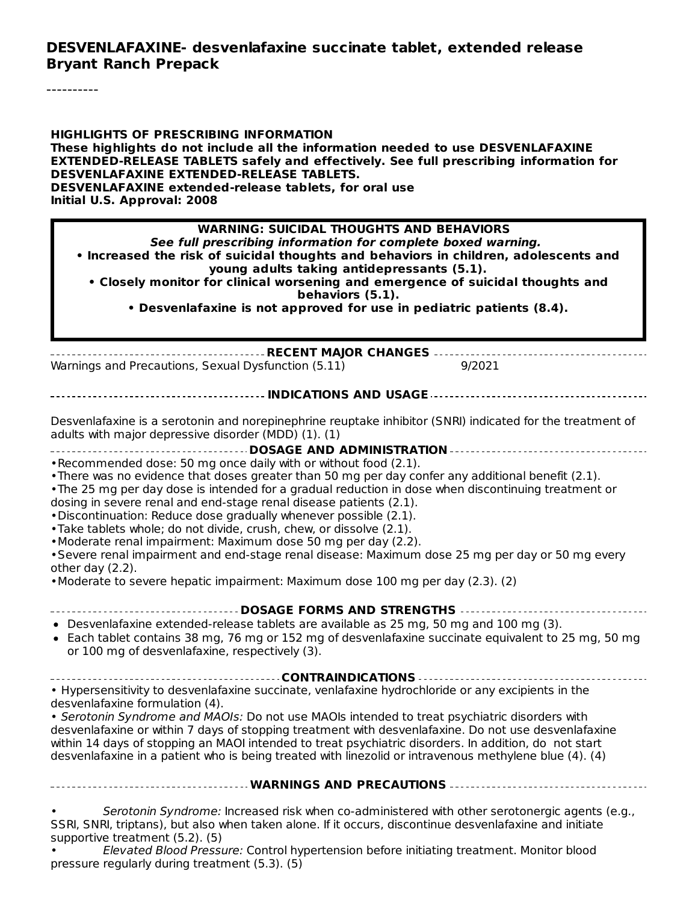# DESVENLAFAXINE- desvenlafaxine succinate tablet, extended release
**Bryant Ranch Prepack**

----------

**HIGHLIGHTS OF PRESCRIBING INFORMATION**
**These highlights do not include all the information needed to use DESVENLAFAXINE EXTENDED-RELEASE TABLETS safely and effectively. See full prescribing information for DESVENLAFAXINE EXTENDED-RELEASE TABLETS.**
**DESVENLAFAXINE extended-release tablets, for oral use**
**Initial U.S. Approval: 2008**

> **WARNING: SUICIDAL THOUGHTS AND BEHAVIORS**
> ***See full prescribing information for complete boxed warning.***
> **• Increased the risk of suicidal thoughts and behaviors in children, adolescents and young adults taking antidepressants (5.1).**
> **• Closely monitor for clinical worsening and emergence of suicidal thoughts and behaviors (5.1).**
> **• Desvenlafaxine is not approved for use in pediatric patients (8.4).**

## RECENT MAJOR CHANGES

Warnings and Precautions, Sexual Dysfunction (5.11) 9/2021

## INDICATIONS AND USAGE

Desvenlafaxine is a serotonin and norepinephrine reuptake inhibitor (SNRI) indicated for the treatment of adults with major depressive disorder (MDD) (1). (1)

## DOSAGE AND ADMINISTRATION

- Recommended dose: 50 mg once daily with or without food (2.1).
- There was no evidence that doses greater than 50 mg per day confer any additional benefit (2.1).
- The 25 mg per day dose is intended for a gradual reduction in dose when discontinuing treatment or dosing in severe renal and end-stage renal disease patients (2.1).
- Discontinuation: Reduce dose gradually whenever possible (2.1).
- Take tablets whole; do not divide, crush, chew, or dissolve (2.1).
- Moderate renal impairment: Maximum dose 50 mg per day (2.2).
- Severe renal impairment and end-stage renal disease: Maximum dose 25 mg per day or 50 mg every other day (2.2).
- Moderate to severe hepatic impairment: Maximum dose 100 mg per day (2.3). (2)

## DOSAGE FORMS AND STRENGTHS

- Desvenlafaxine extended-release tablets are available as 25 mg, 50 mg and 100 mg (3).
- Each tablet contains 38 mg, 76 mg or 152 mg of desvenlafaxine succinate equivalent to 25 mg, 50 mg or 100 mg of desvenlafaxine, respectively (3).

## CONTRAINDICATIONS

- Hypersensitivity to desvenlafaxine succinate, venlafaxine hydrochloride or any excipients in the desvenlafaxine formulation (4).
- *Serotonin Syndrome and MAOIs:* Do not use MAOIs intended to treat psychiatric disorders with desvenlafaxine or within 7 days of stopping treatment with desvenlafaxine. Do not use desvenlafaxine within 14 days of stopping an MAOI intended to treat psychiatric disorders. In addition, do not start desvenlafaxine in a patient who is being treated with linezolid or intravenous methylene blue (4). (4)

## WARNINGS AND PRECAUTIONS

- *Serotonin Syndrome:* Increased risk when co-administered with other serotonergic agents (e.g., SSRI, SNRI, triptans), but also when taken alone. If it occurs, discontinue desvenlafaxine and initiate supportive treatment (5.2). (5)
- *Elevated Blood Pressure:* Control hypertension before initiating treatment. Monitor blood pressure regularly during treatment (5.3). (5)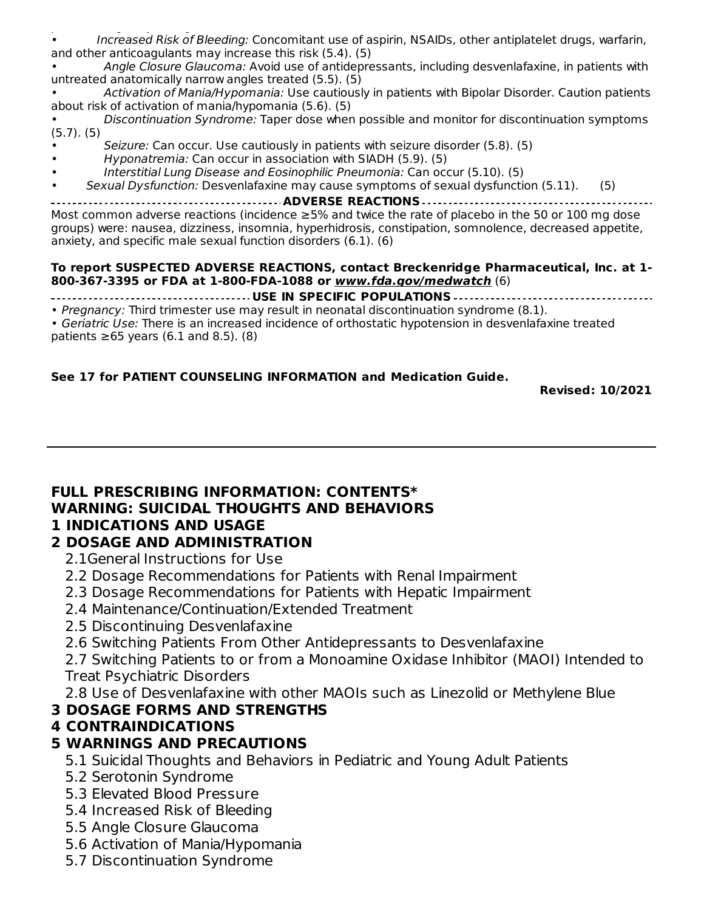- *Increased Risk of Bleeding:* Concomitant use of aspirin, NSAIDs, other antiplatelet drugs, warfarin, and other anticoagulants may increase this risk (5.4). (5)
- *Angle Closure Glaucoma:* Avoid use of antidepressants, including desvenlafaxine, in patients with untreated anatomically narrow angles treated (5.5). (5)
- *Activation of Mania/Hypomania:* Use cautiously in patients with Bipolar Disorder. Caution patients about risk of activation of mania/hypomania (5.6). (5)
- *Discontinuation Syndrome:* Taper dose when possible and monitor for discontinuation symptoms (5.7). (5)
- *Seizure:* Can occur. Use cautiously in patients with seizure disorder (5.8). (5)
- *Hyponatremia:* Can occur in association with SIADH (5.9). (5)
- *Interstitial Lung Disease and Eosinophilic Pneumonia:* Can occur (5.10). (5)
- *Sexual Dysfunction:* Desvenlafaxine may cause symptoms of sexual dysfunction (5.11). (5)

**ADVERSE REACTIONS**

Most common adverse reactions (incidence ≥5% and twice the rate of placebo in the 50 or 100 mg dose groups) were: nausea, dizziness, insomnia, hyperhidrosis, constipation, somnolence, decreased appetite, anxiety, and specific male sexual function disorders (6.1). (6)

**To report SUSPECTED ADVERSE REACTIONS, contact Breckenridge Pharmaceutical, Inc. at 1-800-367-3395 or FDA at 1-800-FDA-1088 or *www.fda.gov/medwatch*** (6)

**USE IN SPECIFIC POPULATIONS**

- *Pregnancy:* Third trimester use may result in neonatal discontinuation syndrome (8.1).
- *Geriatric Use:* There is an increased incidence of orthostatic hypotension in desvenlafaxine treated patients ≥65 years (6.1 and 8.5). (8)

**See 17 for PATIENT COUNSELING INFORMATION and Medication Guide.**

**Revised: 10/2021**

---

**FULL PRESCRIBING INFORMATION: CONTENTS***

**WARNING: SUICIDAL THOUGHTS AND BEHAVIORS**

**1 INDICATIONS AND USAGE**

**2 DOSAGE AND ADMINISTRATION**

- 2.1General Instructions for Use
- 2.2 Dosage Recommendations for Patients with Renal Impairment
- 2.3 Dosage Recommendations for Patients with Hepatic Impairment
- 2.4 Maintenance/Continuation/Extended Treatment
- 2.5 Discontinuing Desvenlafaxine
- 2.6 Switching Patients From Other Antidepressants to Desvenlafaxine
- 2.7 Switching Patients to or from a Monoamine Oxidase Inhibitor (MAOI) Intended to Treat Psychiatric Disorders
- 2.8 Use of Desvenlafaxine with other MAOIs such as Linezolid or Methylene Blue

**3 DOSAGE FORMS AND STRENGTHS**

**4 CONTRAINDICATIONS**

**5 WARNINGS AND PRECAUTIONS**

- 5.1 Suicidal Thoughts and Behaviors in Pediatric and Young Adult Patients
- 5.2 Serotonin Syndrome
- 5.3 Elevated Blood Pressure
- 5.4 Increased Risk of Bleeding
- 5.5 Angle Closure Glaucoma
- 5.6 Activation of Mania/Hypomania
- 5.7 Discontinuation Syndrome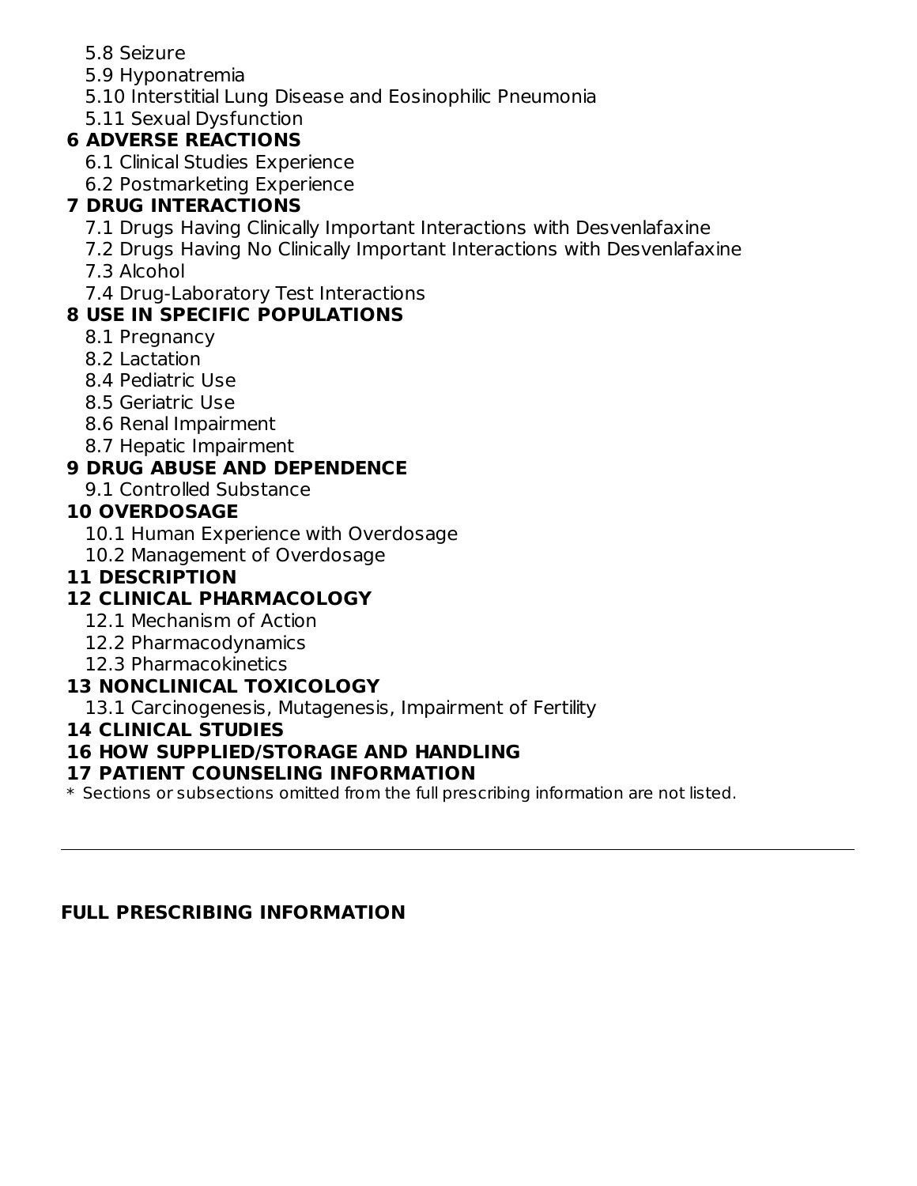5.8 Seizure
5.9 Hyponatremia
5.10 Interstitial Lung Disease and Eosinophilic Pneumonia
5.11 Sexual Dysfunction

**6 ADVERSE REACTIONS**

6.1 Clinical Studies Experience
6.2 Postmarketing Experience

**7 DRUG INTERACTIONS**

7.1 Drugs Having Clinically Important Interactions with Desvenlafaxine
7.2 Drugs Having No Clinically Important Interactions with Desvenlafaxine
7.3 Alcohol
7.4 Drug-Laboratory Test Interactions

**8 USE IN SPECIFIC POPULATIONS**

8.1 Pregnancy
8.2 Lactation
8.4 Pediatric Use
8.5 Geriatric Use
8.6 Renal Impairment
8.7 Hepatic Impairment

**9 DRUG ABUSE AND DEPENDENCE**

9.1 Controlled Substance

**10 OVERDOSAGE**

10.1 Human Experience with Overdosage
10.2 Management of Overdosage

**11 DESCRIPTION**

**12 CLINICAL PHARMACOLOGY**

12.1 Mechanism of Action
12.2 Pharmacodynamics
12.3 Pharmacokinetics

**13 NONCLINICAL TOXICOLOGY**

13.1 Carcinogenesis, Mutagenesis, Impairment of Fertility

**14 CLINICAL STUDIES**

**16 HOW SUPPLIED/STORAGE AND HANDLING**

**17 PATIENT COUNSELING INFORMATION**

* Sections or subsections omitted from the full prescribing information are not listed.

---

## FULL PRESCRIBING INFORMATION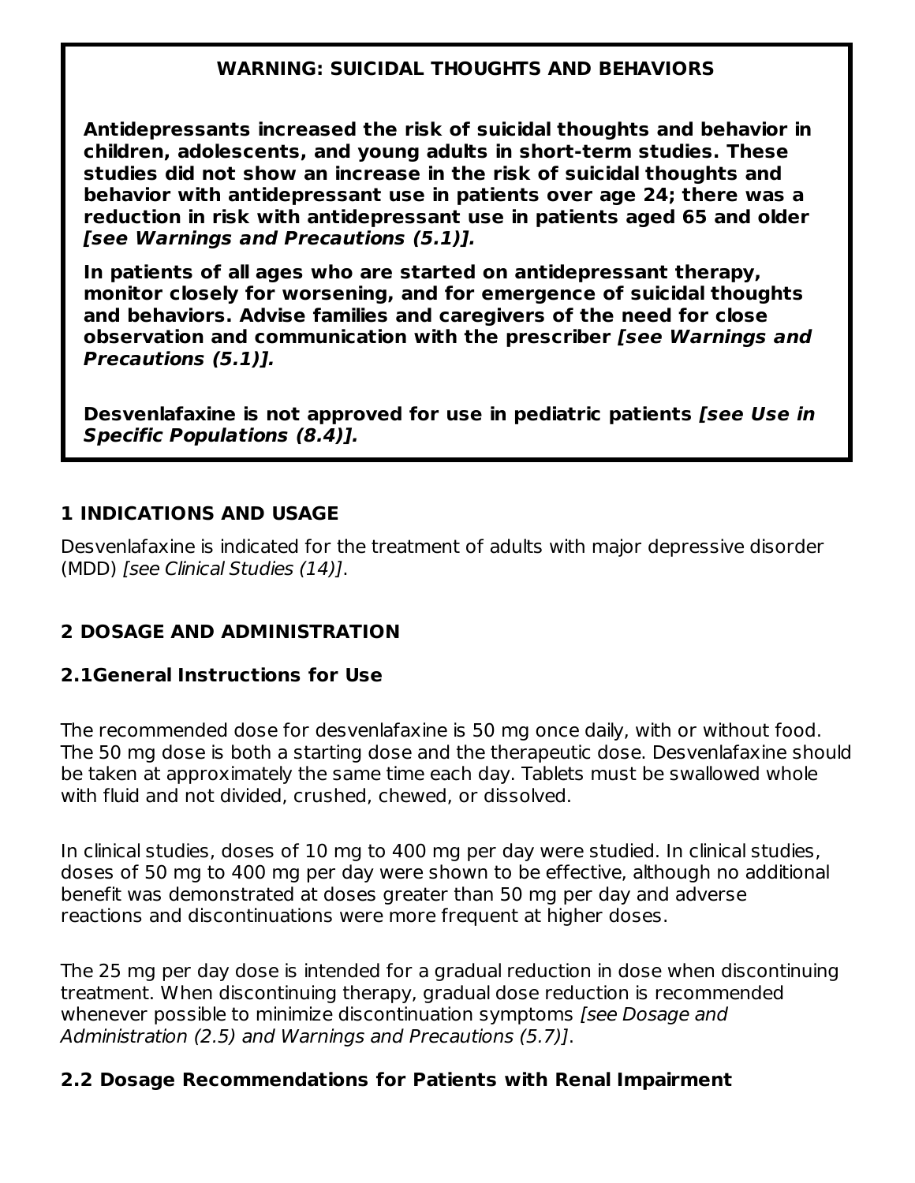**WARNING: SUICIDAL THOUGHTS AND BEHAVIORS**

**Antidepressants increased the risk of suicidal thoughts and behavior in children, adolescents, and young adults in short-term studies. These studies did not show an increase in the risk of suicidal thoughts and behavior with antidepressant use in patients over age 24; there was a reduction in risk with antidepressant use in patients aged 65 and older *[see Warnings and Precautions (5.1)].***

**In patients of all ages who are started on antidepressant therapy, monitor closely for worsening, and for emergence of suicidal thoughts and behaviors. Advise families and caregivers of the need for close observation and communication with the prescriber *[see Warnings and Precautions (5.1)].***

**Desvenlafaxine is not approved for use in pediatric patients *[see Use in Specific Populations (8.4)].***

## 1 INDICATIONS AND USAGE

Desvenlafaxine is indicated for the treatment of adults with major depressive disorder (MDD) *[see Clinical Studies (14)]*.

## 2 DOSAGE AND ADMINISTRATION

### 2.1General Instructions for Use

The recommended dose for desvenlafaxine is 50 mg once daily, with or without food. The 50 mg dose is both a starting dose and the therapeutic dose. Desvenlafaxine should be taken at approximately the same time each day. Tablets must be swallowed whole with fluid and not divided, crushed, chewed, or dissolved.

In clinical studies, doses of 10 mg to 400 mg per day were studied. In clinical studies, doses of 50 mg to 400 mg per day were shown to be effective, although no additional benefit was demonstrated at doses greater than 50 mg per day and adverse reactions and discontinuations were more frequent at higher doses.

The 25 mg per day dose is intended for a gradual reduction in dose when discontinuing treatment. When discontinuing therapy, gradual dose reduction is recommended whenever possible to minimize discontinuation symptoms *[see Dosage and Administration (2.5) and Warnings and Precautions (5.7)]*.

### 2.2 Dosage Recommendations for Patients with Renal Impairment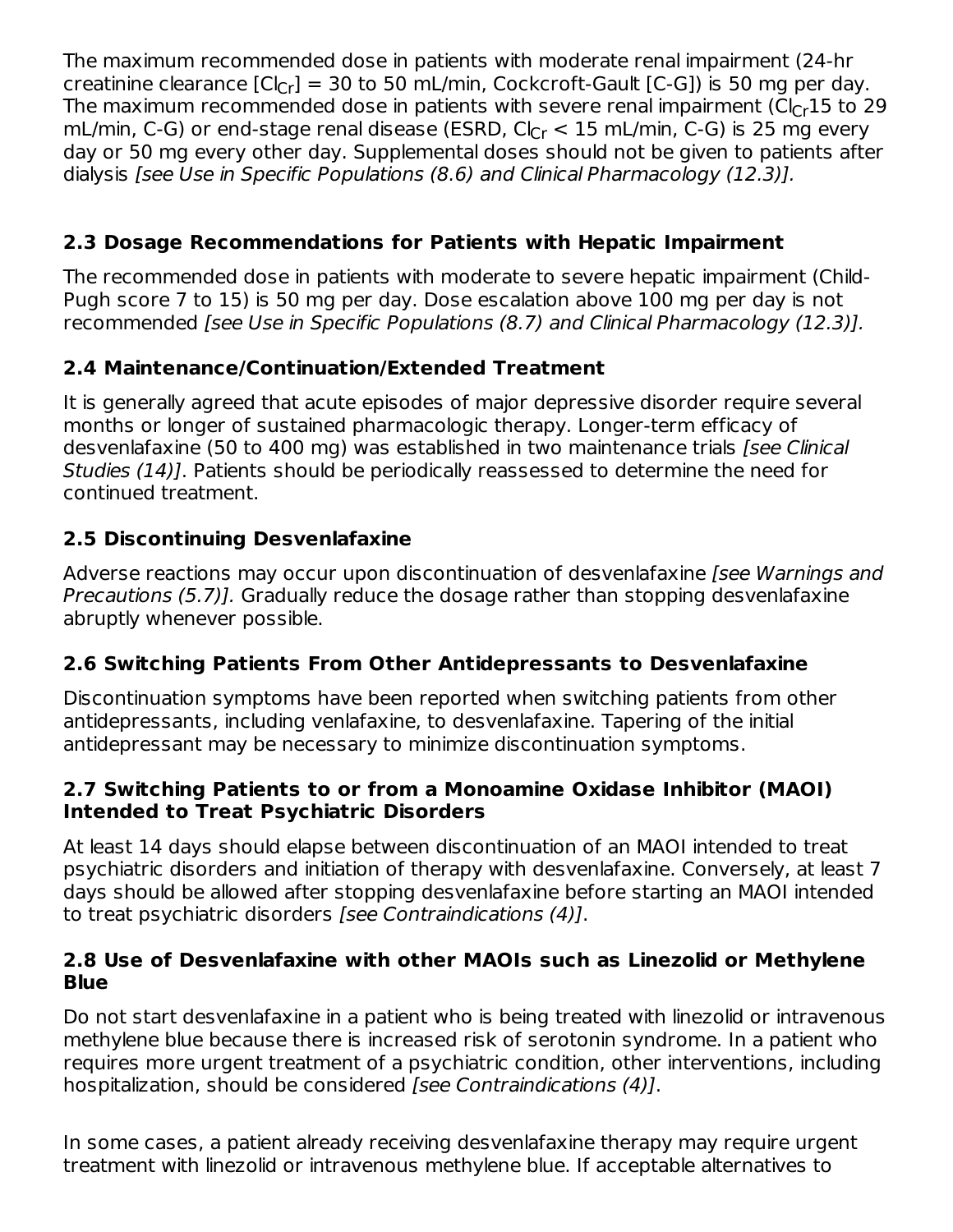The maximum recommended dose in patients with moderate renal impairment (24-hr creatinine clearance [$Cl_{Cr}$] = 30 to 50 mL/min, Cockcroft-Gault [C-G]) is 50 mg per day. The maximum recommended dose in patients with severe renal impairment ($Cl_{Cr}$15 to 29 mL/min, C-G) or end-stage renal disease (ESRD, $Cl_{Cr}$ < 15 mL/min, C-G) is 25 mg every day or 50 mg every other day. Supplemental doses should not be given to patients after dialysis *[see Use in Specific Populations (8.6) and Clinical Pharmacology (12.3)].*

### 2.3 Dosage Recommendations for Patients with Hepatic Impairment

The recommended dose in patients with moderate to severe hepatic impairment (Child-Pugh score 7 to 15) is 50 mg per day. Dose escalation above 100 mg per day is not recommended *[see Use in Specific Populations (8.7) and Clinical Pharmacology (12.3)].*

### 2.4 Maintenance/Continuation/Extended Treatment

It is generally agreed that acute episodes of major depressive disorder require several months or longer of sustained pharmacologic therapy. Longer-term efficacy of desvenlafaxine (50 to 400 mg) was established in two maintenance trials *[see Clinical Studies (14)]*. Patients should be periodically reassessed to determine the need for continued treatment.

### 2.5 Discontinuing Desvenlafaxine

Adverse reactions may occur upon discontinuation of desvenlafaxine *[see Warnings and Precautions (5.7)].* Gradually reduce the dosage rather than stopping desvenlafaxine abruptly whenever possible.

### 2.6 Switching Patients From Other Antidepressants to Desvenlafaxine

Discontinuation symptoms have been reported when switching patients from other antidepressants, including venlafaxine, to desvenlafaxine. Tapering of the initial antidepressant may be necessary to minimize discontinuation symptoms.

### 2.7 Switching Patients to or from a Monoamine Oxidase Inhibitor (MAOI) Intended to Treat Psychiatric Disorders

At least 14 days should elapse between discontinuation of an MAOI intended to treat psychiatric disorders and initiation of therapy with desvenlafaxine. Conversely, at least 7 days should be allowed after stopping desvenlafaxine before starting an MAOI intended to treat psychiatric disorders *[see Contraindications (4)]*.

### 2.8 Use of Desvenlafaxine with other MAOIs such as Linezolid or Methylene Blue

Do not start desvenlafaxine in a patient who is being treated with linezolid or intravenous methylene blue because there is increased risk of serotonin syndrome. In a patient who requires more urgent treatment of a psychiatric condition, other interventions, including hospitalization, should be considered *[see Contraindications (4)]*.

In some cases, a patient already receiving desvenlafaxine therapy may require urgent treatment with linezolid or intravenous methylene blue. If acceptable alternatives to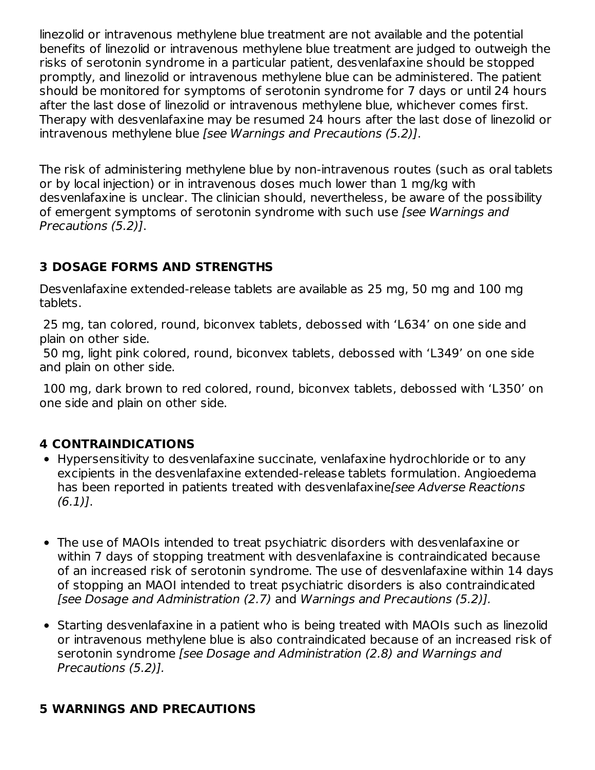linezolid or intravenous methylene blue treatment are not available and the potential benefits of linezolid or intravenous methylene blue treatment are judged to outweigh the risks of serotonin syndrome in a particular patient, desvenlafaxine should be stopped promptly, and linezolid or intravenous methylene blue can be administered. The patient should be monitored for symptoms of serotonin syndrome for 7 days or until 24 hours after the last dose of linezolid or intravenous methylene blue, whichever comes first. Therapy with desvenlafaxine may be resumed 24 hours after the last dose of linezolid or intravenous methylene blue *[see Warnings and Precautions (5.2)]*.

The risk of administering methylene blue by non-intravenous routes (such as oral tablets or by local injection) or in intravenous doses much lower than 1 mg/kg with desvenlafaxine is unclear. The clinician should, nevertheless, be aware of the possibility of emergent symptoms of serotonin syndrome with such use *[see Warnings and Precautions (5.2)]*.

## 3 DOSAGE FORMS AND STRENGTHS

Desvenlafaxine extended-release tablets are available as 25 mg, 50 mg and 100 mg tablets.

25 mg, tan colored, round, biconvex tablets, debossed with 'L634' on one side and plain on other side.
50 mg, light pink colored, round, biconvex tablets, debossed with 'L349' on one side and plain on other side.

100 mg, dark brown to red colored, round, biconvex tablets, debossed with 'L350' on one side and plain on other side.

## 4 CONTRAINDICATIONS

- Hypersensitivity to desvenlafaxine succinate, venlafaxine hydrochloride or to any excipients in the desvenlafaxine extended-release tablets formulation. Angioedema has been reported in patients treated with desvenlafaxine*[see Adverse Reactions (6.1)]*.
- The use of MAOIs intended to treat psychiatric disorders with desvenlafaxine or within 7 days of stopping treatment with desvenlafaxine is contraindicated because of an increased risk of serotonin syndrome. The use of desvenlafaxine within 14 days of stopping an MAOI intended to treat psychiatric disorders is also contraindicated *[see Dosage and Administration (2.7)* and *Warnings and Precautions (5.2)].*
- Starting desvenlafaxine in a patient who is being treated with MAOIs such as linezolid or intravenous methylene blue is also contraindicated because of an increased risk of serotonin syndrome *[see Dosage and Administration (2.8) and Warnings and Precautions (5.2)].*

## 5 WARNINGS AND PRECAUTIONS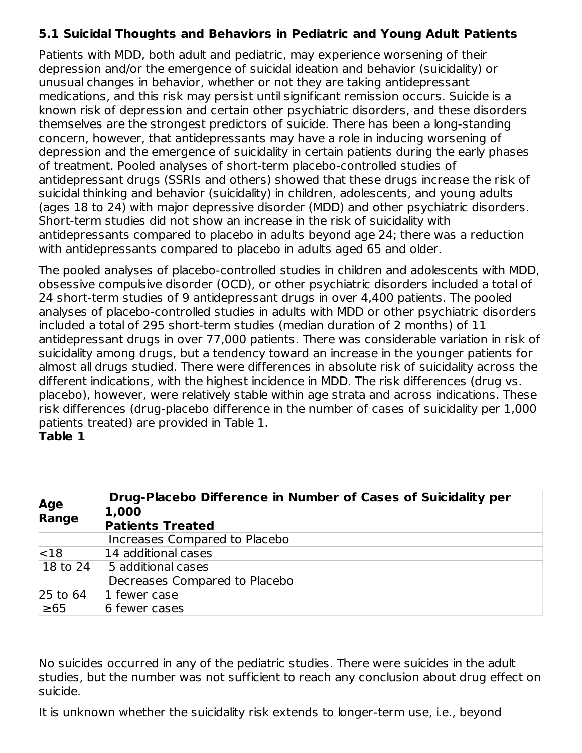### 5.1 Suicidal Thoughts and Behaviors in Pediatric and Young Adult Patients

Patients with MDD, both adult and pediatric, may experience worsening of their depression and/or the emergence of suicidal ideation and behavior (suicidality) or unusual changes in behavior, whether or not they are taking antidepressant medications, and this risk may persist until significant remission occurs. Suicide is a known risk of depression and certain other psychiatric disorders, and these disorders themselves are the strongest predictors of suicide. There has been a long-standing concern, however, that antidepressants may have a role in inducing worsening of depression and the emergence of suicidality in certain patients during the early phases of treatment. Pooled analyses of short-term placebo-controlled studies of antidepressant drugs (SSRIs and others) showed that these drugs increase the risk of suicidal thinking and behavior (suicidality) in children, adolescents, and young adults (ages 18 to 24) with major depressive disorder (MDD) and other psychiatric disorders. Short-term studies did not show an increase in the risk of suicidality with antidepressants compared to placebo in adults beyond age 24; there was a reduction with antidepressants compared to placebo in adults aged 65 and older.

The pooled analyses of placebo-controlled studies in children and adolescents with MDD, obsessive compulsive disorder (OCD), or other psychiatric disorders included a total of 24 short-term studies of 9 antidepressant drugs in over 4,400 patients. The pooled analyses of placebo-controlled studies in adults with MDD or other psychiatric disorders included a total of 295 short-term studies (median duration of 2 months) of 11 antidepressant drugs in over 77,000 patients. There was considerable variation in risk of suicidality among drugs, but a tendency toward an increase in the younger patients for almost all drugs studied. There were differences in absolute risk of suicidality across the different indications, with the highest incidence in MDD. The risk differences (drug vs. placebo), however, were relatively stable within age strata and across indications. These risk differences (drug-placebo difference in the number of cases of suicidality per 1,000 patients treated) are provided in Table 1.

**Table 1**

| **Age Range** | **Drug-Placebo Difference in Number of Cases of Suicidality per 1,000 Patients Treated** |
|---|---|
| | Increases Compared to Placebo |
| <18 | 14 additional cases |
| 18 to 24 | 5 additional cases |
| | Decreases Compared to Placebo |
| 25 to 64 | 1 fewer case |
| ≥65 | 6 fewer cases |

No suicides occurred in any of the pediatric studies. There were suicides in the adult studies, but the number was not sufficient to reach any conclusion about drug effect on suicide.

It is unknown whether the suicidality risk extends to longer-term use, i.e., beyond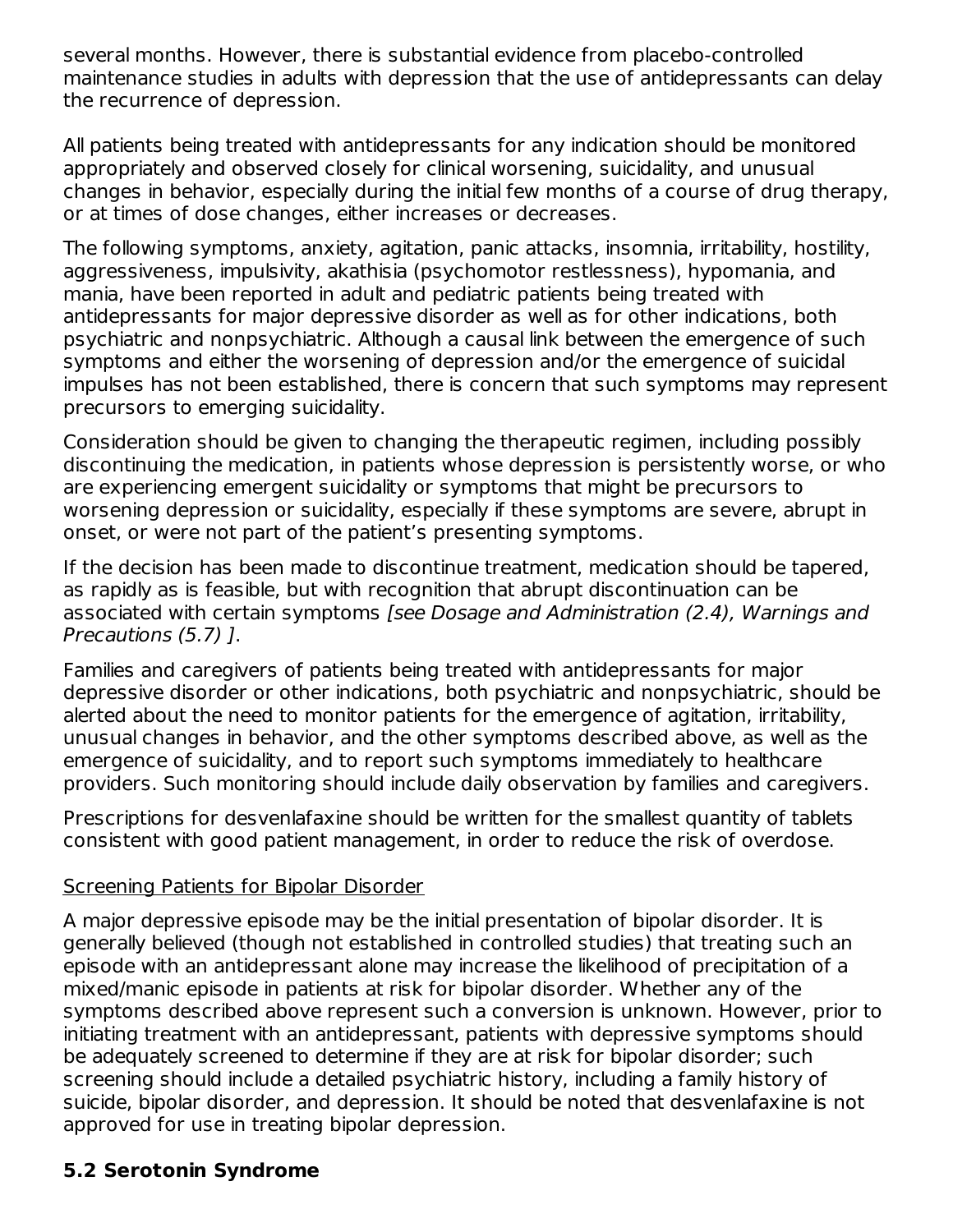several months. However, there is substantial evidence from placebo-controlled maintenance studies in adults with depression that the use of antidepressants can delay the recurrence of depression.

All patients being treated with antidepressants for any indication should be monitored appropriately and observed closely for clinical worsening, suicidality, and unusual changes in behavior, especially during the initial few months of a course of drug therapy, or at times of dose changes, either increases or decreases.

The following symptoms, anxiety, agitation, panic attacks, insomnia, irritability, hostility, aggressiveness, impulsivity, akathisia (psychomotor restlessness), hypomania, and mania, have been reported in adult and pediatric patients being treated with antidepressants for major depressive disorder as well as for other indications, both psychiatric and nonpsychiatric. Although a causal link between the emergence of such symptoms and either the worsening of depression and/or the emergence of suicidal impulses has not been established, there is concern that such symptoms may represent precursors to emerging suicidality.

Consideration should be given to changing the therapeutic regimen, including possibly discontinuing the medication, in patients whose depression is persistently worse, or who are experiencing emergent suicidality or symptoms that might be precursors to worsening depression or suicidality, especially if these symptoms are severe, abrupt in onset, or were not part of the patient's presenting symptoms.

If the decision has been made to discontinue treatment, medication should be tapered, as rapidly as is feasible, but with recognition that abrupt discontinuation can be associated with certain symptoms *[see Dosage and Administration (2.4), Warnings and Precautions (5.7) ]*.

Families and caregivers of patients being treated with antidepressants for major depressive disorder or other indications, both psychiatric and nonpsychiatric, should be alerted about the need to monitor patients for the emergence of agitation, irritability, unusual changes in behavior, and the other symptoms described above, as well as the emergence of suicidality, and to report such symptoms immediately to healthcare providers. Such monitoring should include daily observation by families and caregivers.

Prescriptions for desvenlafaxine should be written for the smallest quantity of tablets consistent with good patient management, in order to reduce the risk of overdose.

<u>Screening Patients for Bipolar Disorder</u>

A major depressive episode may be the initial presentation of bipolar disorder. It is generally believed (though not established in controlled studies) that treating such an episode with an antidepressant alone may increase the likelihood of precipitation of a mixed/manic episode in patients at risk for bipolar disorder. Whether any of the symptoms described above represent such a conversion is unknown. However, prior to initiating treatment with an antidepressant, patients with depressive symptoms should be adequately screened to determine if they are at risk for bipolar disorder; such screening should include a detailed psychiatric history, including a family history of suicide, bipolar disorder, and depression. It should be noted that desvenlafaxine is not approved for use in treating bipolar depression.

### 5.2 Serotonin Syndrome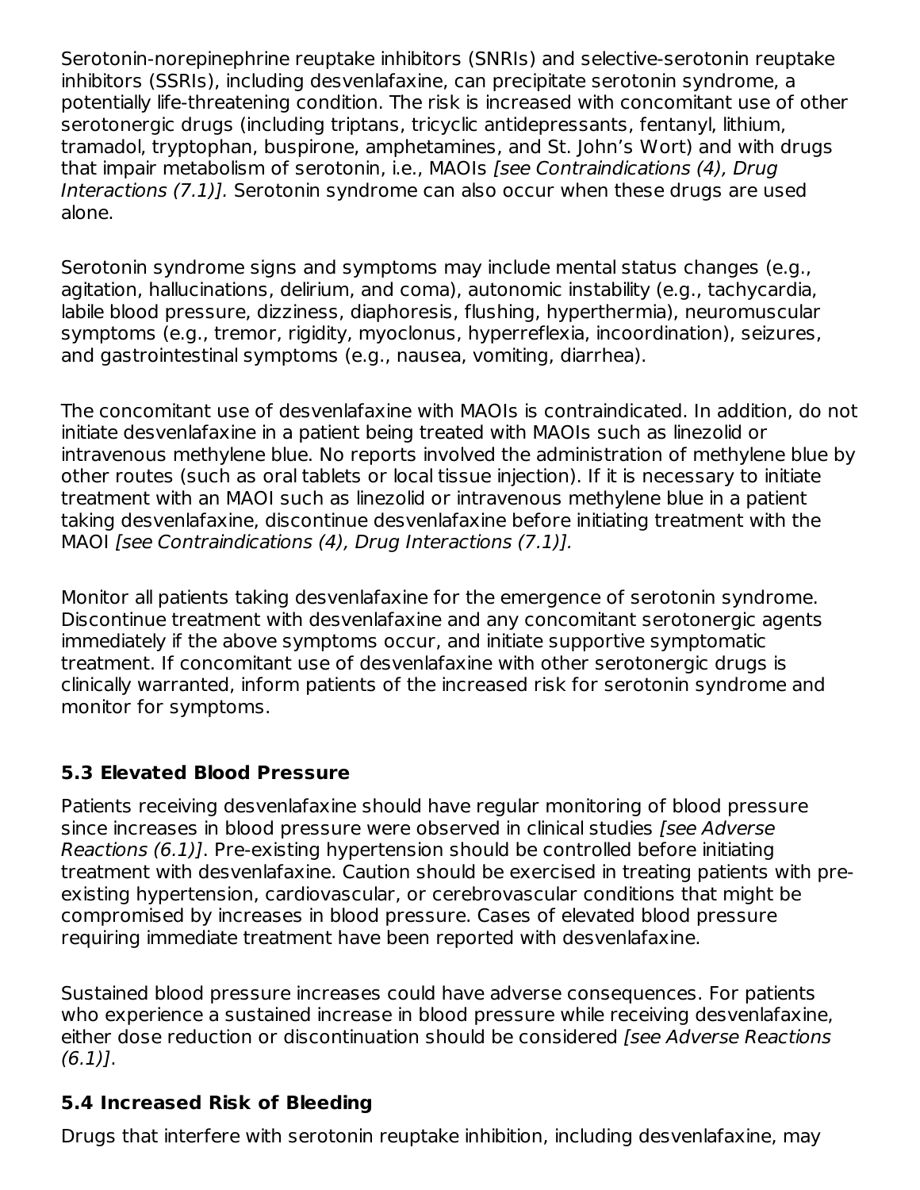Serotonin-norepinephrine reuptake inhibitors (SNRIs) and selective-serotonin reuptake inhibitors (SSRIs), including desvenlafaxine, can precipitate serotonin syndrome, a potentially life-threatening condition. The risk is increased with concomitant use of other serotonergic drugs (including triptans, tricyclic antidepressants, fentanyl, lithium, tramadol, tryptophan, buspirone, amphetamines, and St. John's Wort) and with drugs that impair metabolism of serotonin, i.e., MAOIs *[see Contraindications (4), Drug Interactions (7.1)].* Serotonin syndrome can also occur when these drugs are used alone.

Serotonin syndrome signs and symptoms may include mental status changes (e.g., agitation, hallucinations, delirium, and coma), autonomic instability (e.g., tachycardia, labile blood pressure, dizziness, diaphoresis, flushing, hyperthermia), neuromuscular symptoms (e.g., tremor, rigidity, myoclonus, hyperreflexia, incoordination), seizures, and gastrointestinal symptoms (e.g., nausea, vomiting, diarrhea).

The concomitant use of desvenlafaxine with MAOIs is contraindicated. In addition, do not initiate desvenlafaxine in a patient being treated with MAOIs such as linezolid or intravenous methylene blue. No reports involved the administration of methylene blue by other routes (such as oral tablets or local tissue injection). If it is necessary to initiate treatment with an MAOI such as linezolid or intravenous methylene blue in a patient taking desvenlafaxine, discontinue desvenlafaxine before initiating treatment with the MAOI *[see Contraindications (4), Drug Interactions (7.1)].*

Monitor all patients taking desvenlafaxine for the emergence of serotonin syndrome. Discontinue treatment with desvenlafaxine and any concomitant serotonergic agents immediately if the above symptoms occur, and initiate supportive symptomatic treatment. If concomitant use of desvenlafaxine with other serotonergic drugs is clinically warranted, inform patients of the increased risk for serotonin syndrome and monitor for symptoms.

### 5.3 Elevated Blood Pressure

Patients receiving desvenlafaxine should have regular monitoring of blood pressure since increases in blood pressure were observed in clinical studies *[see Adverse Reactions (6.1)]*. Pre-existing hypertension should be controlled before initiating treatment with desvenlafaxine. Caution should be exercised in treating patients with pre-existing hypertension, cardiovascular, or cerebrovascular conditions that might be compromised by increases in blood pressure. Cases of elevated blood pressure requiring immediate treatment have been reported with desvenlafaxine.

Sustained blood pressure increases could have adverse consequences. For patients who experience a sustained increase in blood pressure while receiving desvenlafaxine, either dose reduction or discontinuation should be considered *[see Adverse Reactions (6.1)]*.

### 5.4 Increased Risk of Bleeding

Drugs that interfere with serotonin reuptake inhibition, including desvenlafaxine, may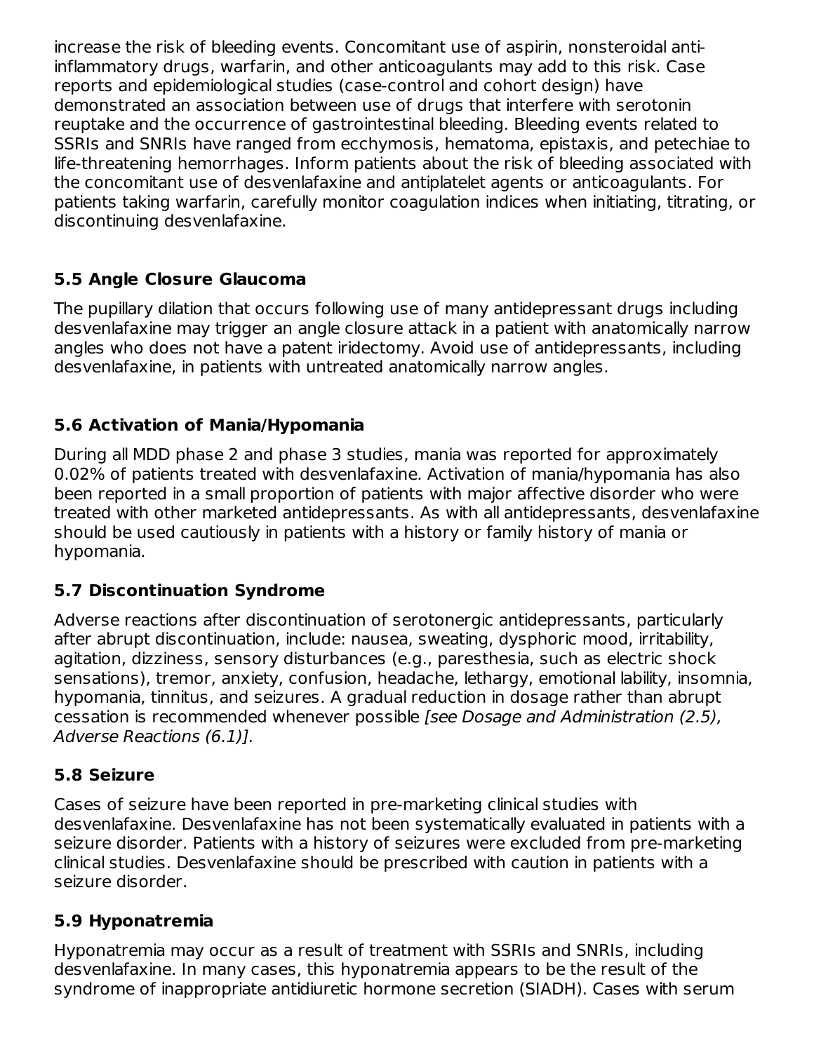increase the risk of bleeding events. Concomitant use of aspirin, nonsteroidal anti-inflammatory drugs, warfarin, and other anticoagulants may add to this risk. Case reports and epidemiological studies (case-control and cohort design) have demonstrated an association between use of drugs that interfere with serotonin reuptake and the occurrence of gastrointestinal bleeding. Bleeding events related to SSRIs and SNRIs have ranged from ecchymosis, hematoma, epistaxis, and petechiae to life-threatening hemorrhages. Inform patients about the risk of bleeding associated with the concomitant use of desvenlafaxine and antiplatelet agents or anticoagulants. For patients taking warfarin, carefully monitor coagulation indices when initiating, titrating, or discontinuing desvenlafaxine.

### 5.5 Angle Closure Glaucoma

The pupillary dilation that occurs following use of many antidepressant drugs including desvenlafaxine may trigger an angle closure attack in a patient with anatomically narrow angles who does not have a patent iridectomy. Avoid use of antidepressants, including desvenlafaxine, in patients with untreated anatomically narrow angles.

### 5.6 Activation of Mania/Hypomania

During all MDD phase 2 and phase 3 studies, mania was reported for approximately 0.02% of patients treated with desvenlafaxine. Activation of mania/hypomania has also been reported in a small proportion of patients with major affective disorder who were treated with other marketed antidepressants. As with all antidepressants, desvenlafaxine should be used cautiously in patients with a history or family history of mania or hypomania.

### 5.7 Discontinuation Syndrome

Adverse reactions after discontinuation of serotonergic antidepressants, particularly after abrupt discontinuation, include: nausea, sweating, dysphoric mood, irritability, agitation, dizziness, sensory disturbances (e.g., paresthesia, such as electric shock sensations), tremor, anxiety, confusion, headache, lethargy, emotional lability, insomnia, hypomania, tinnitus, and seizures. A gradual reduction in dosage rather than abrupt cessation is recommended whenever possible *[see Dosage and Administration (2.5), Adverse Reactions (6.1)]*.

### 5.8 Seizure

Cases of seizure have been reported in pre-marketing clinical studies with desvenlafaxine. Desvenlafaxine has not been systematically evaluated in patients with a seizure disorder. Patients with a history of seizures were excluded from pre-marketing clinical studies. Desvenlafaxine should be prescribed with caution in patients with a seizure disorder.

### 5.9 Hyponatremia

Hyponatremia may occur as a result of treatment with SSRIs and SNRIs, including desvenlafaxine. In many cases, this hyponatremia appears to be the result of the syndrome of inappropriate antidiuretic hormone secretion (SIADH). Cases with serum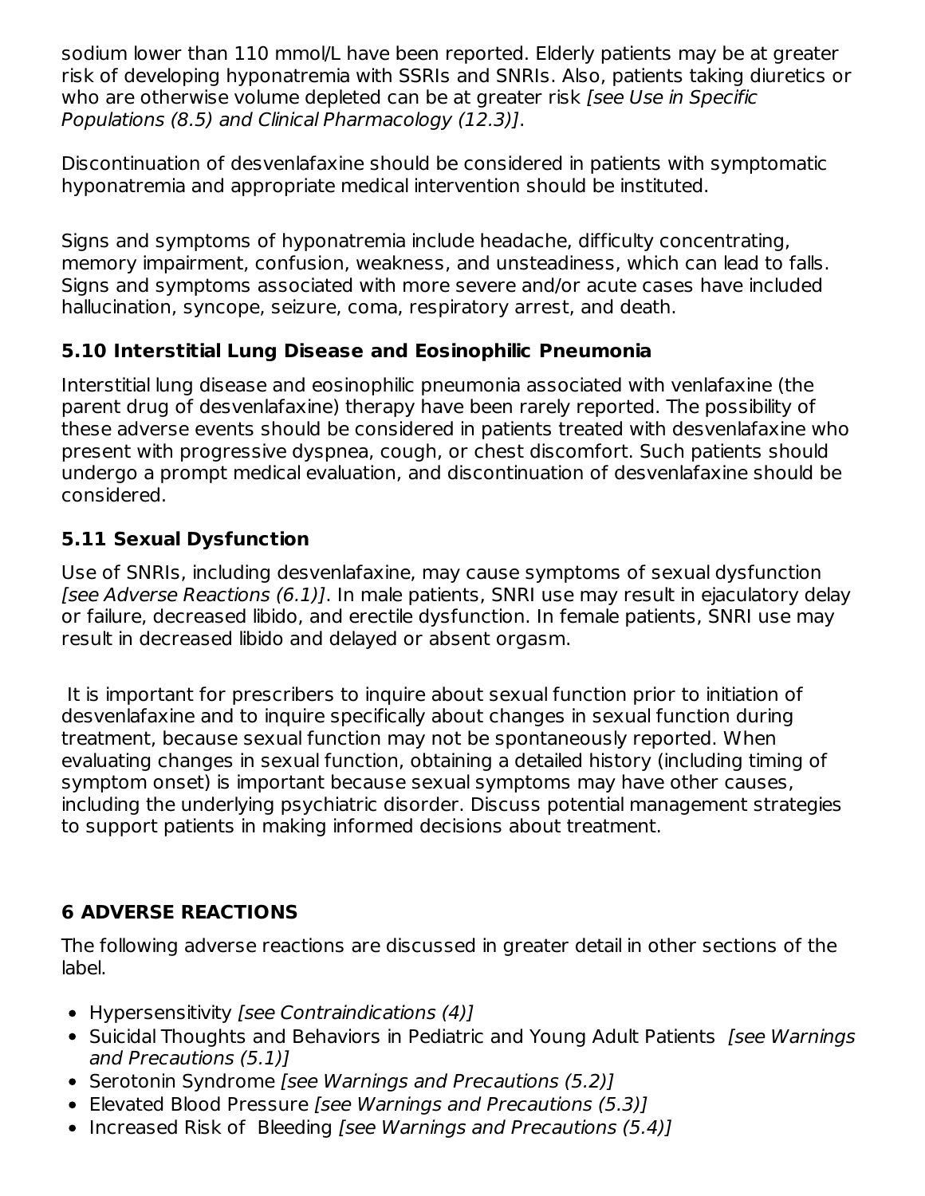sodium lower than 110 mmol/L have been reported. Elderly patients may be at greater risk of developing hyponatremia with SSRIs and SNRIs. Also, patients taking diuretics or who are otherwise volume depleted can be at greater risk *[see Use in Specific Populations (8.5) and Clinical Pharmacology (12.3)]*.

Discontinuation of desvenlafaxine should be considered in patients with symptomatic hyponatremia and appropriate medical intervention should be instituted.

Signs and symptoms of hyponatremia include headache, difficulty concentrating, memory impairment, confusion, weakness, and unsteadiness, which can lead to falls. Signs and symptoms associated with more severe and/or acute cases have included hallucination, syncope, seizure, coma, respiratory arrest, and death.

### 5.10 Interstitial Lung Disease and Eosinophilic Pneumonia

Interstitial lung disease and eosinophilic pneumonia associated with venlafaxine (the parent drug of desvenlafaxine) therapy have been rarely reported. The possibility of these adverse events should be considered in patients treated with desvenlafaxine who present with progressive dyspnea, cough, or chest discomfort. Such patients should undergo a prompt medical evaluation, and discontinuation of desvenlafaxine should be considered.

### 5.11 Sexual Dysfunction

Use of SNRIs, including desvenlafaxine, may cause symptoms of sexual dysfunction *[see Adverse Reactions (6.1)]*. In male patients, SNRI use may result in ejaculatory delay or failure, decreased libido, and erectile dysfunction. In female patients, SNRI use may result in decreased libido and delayed or absent orgasm.

It is important for prescribers to inquire about sexual function prior to initiation of desvenlafaxine and to inquire specifically about changes in sexual function during treatment, because sexual function may not be spontaneously reported. When evaluating changes in sexual function, obtaining a detailed history (including timing of symptom onset) is important because sexual symptoms may have other causes, including the underlying psychiatric disorder. Discuss potential management strategies to support patients in making informed decisions about treatment.

## 6 ADVERSE REACTIONS

The following adverse reactions are discussed in greater detail in other sections of the label.

- Hypersensitivity *[see Contraindications (4)]*
- Suicidal Thoughts and Behaviors in Pediatric and Young Adult Patients *[see Warnings and Precautions (5.1)]*
- Serotonin Syndrome *[see Warnings and Precautions (5.2)]*
- Elevated Blood Pressure *[see Warnings and Precautions (5.3)]*
- Increased Risk of Bleeding *[see Warnings and Precautions (5.4)]*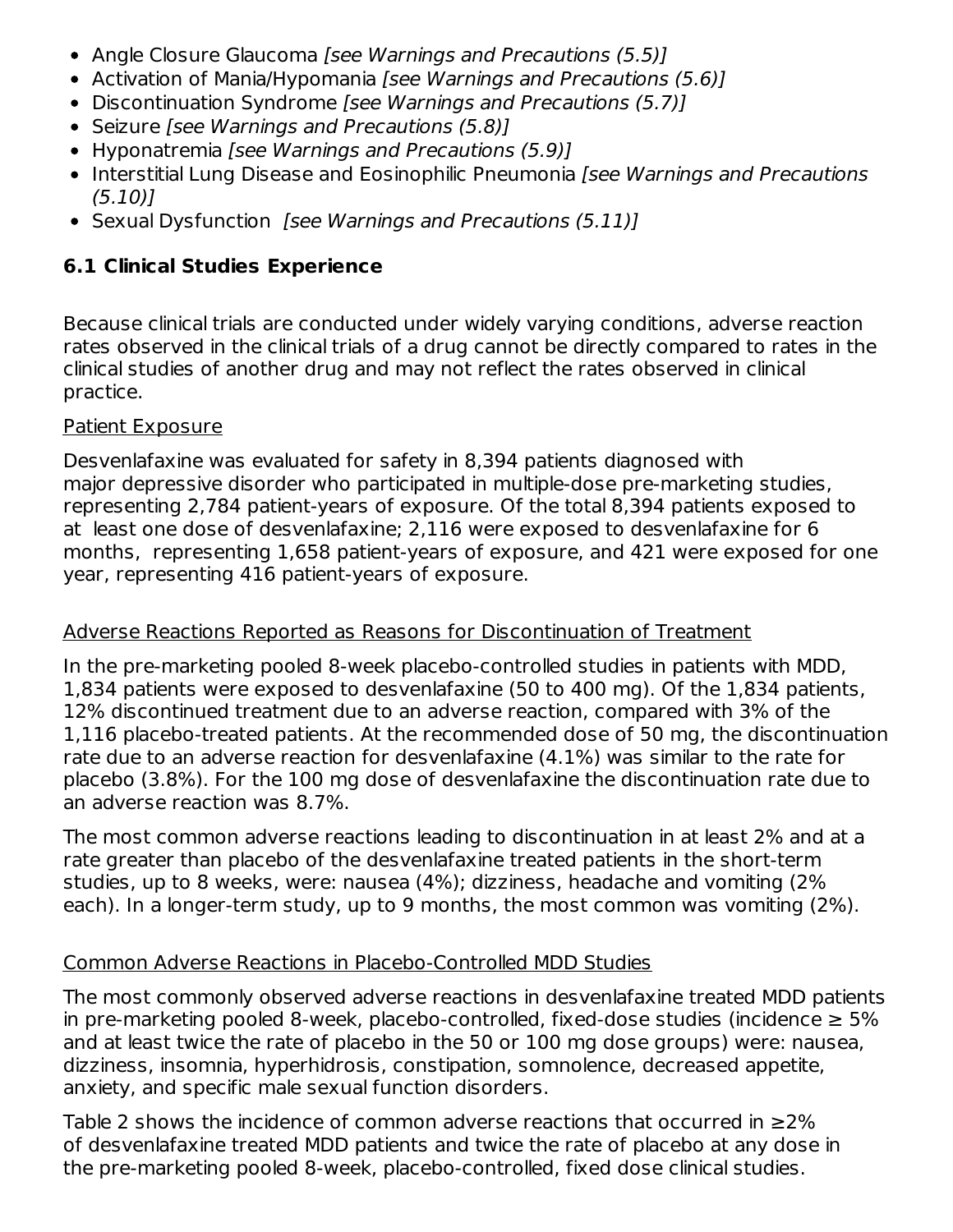- Angle Closure Glaucoma *[see Warnings and Precautions (5.5)]*
- Activation of Mania/Hypomania *[see Warnings and Precautions (5.6)]*
- Discontinuation Syndrome *[see Warnings and Precautions (5.7)]*
- Seizure *[see Warnings and Precautions (5.8)]*
- Hyponatremia *[see Warnings and Precautions (5.9)]*
- Interstitial Lung Disease and Eosinophilic Pneumonia *[see Warnings and Precautions (5.10)]*
- Sexual Dysfunction *[see Warnings and Precautions (5.11)]*

### 6.1 Clinical Studies Experience

Because clinical trials are conducted under widely varying conditions, adverse reaction rates observed in the clinical trials of a drug cannot be directly compared to rates in the clinical studies of another drug and may not reflect the rates observed in clinical practice.

Patient Exposure

Desvenlafaxine was evaluated for safety in 8,394 patients diagnosed with major depressive disorder who participated in multiple-dose pre-marketing studies, representing 2,784 patient-years of exposure. Of the total 8,394 patients exposed to at least one dose of desvenlafaxine; 2,116 were exposed to desvenlafaxine for 6 months, representing 1,658 patient-years of exposure, and 421 were exposed for one year, representing 416 patient-years of exposure.

Adverse Reactions Reported as Reasons for Discontinuation of Treatment

In the pre-marketing pooled 8-week placebo-controlled studies in patients with MDD, 1,834 patients were exposed to desvenlafaxine (50 to 400 mg). Of the 1,834 patients, 12% discontinued treatment due to an adverse reaction, compared with 3% of the 1,116 placebo-treated patients. At the recommended dose of 50 mg, the discontinuation rate due to an adverse reaction for desvenlafaxine (4.1%) was similar to the rate for placebo (3.8%). For the 100 mg dose of desvenlafaxine the discontinuation rate due to an adverse reaction was 8.7%.

The most common adverse reactions leading to discontinuation in at least 2% and at a rate greater than placebo of the desvenlafaxine treated patients in the short-term studies, up to 8 weeks, were: nausea (4%); dizziness, headache and vomiting (2% each). In a longer-term study, up to 9 months, the most common was vomiting (2%).

Common Adverse Reactions in Placebo-Controlled MDD Studies

The most commonly observed adverse reactions in desvenlafaxine treated MDD patients in pre-marketing pooled 8-week, placebo-controlled, fixed-dose studies (incidence ≥ 5% and at least twice the rate of placebo in the 50 or 100 mg dose groups) were: nausea, dizziness, insomnia, hyperhidrosis, constipation, somnolence, decreased appetite, anxiety, and specific male sexual function disorders.

Table 2 shows the incidence of common adverse reactions that occurred in ≥2% of desvenlafaxine treated MDD patients and twice the rate of placebo at any dose in the pre-marketing pooled 8-week, placebo-controlled, fixed dose clinical studies.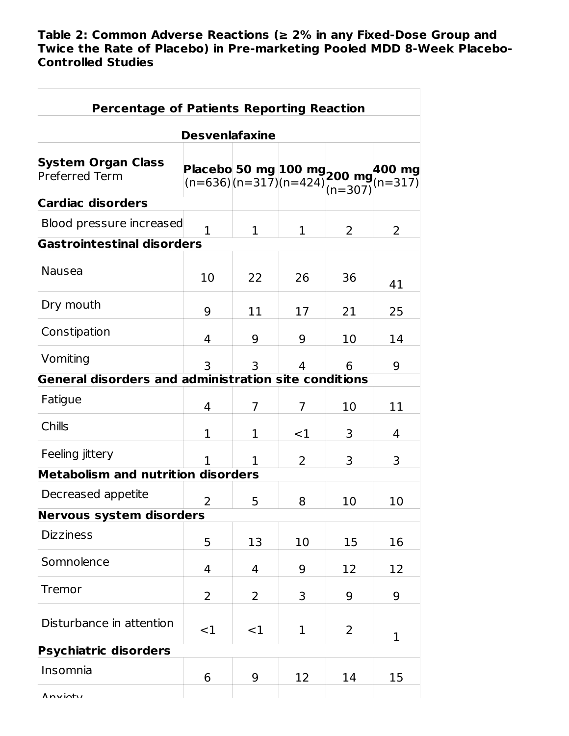**Table 2: Common Adverse Reactions (≥ 2% in any Fixed-Dose Group and Twice the Rate of Placebo) in Pre-marketing Pooled MDD 8-Week Placebo-Controlled Studies**

| Percentage of Patients Reporting Reaction | | | | | |
|---|---|---|---|---|---|
| | | Desvenlafaxine | | | |
| **System Organ Class** Preferred Term | **Placebo** (n=636) | **50 mg** (n=317) | **100 mg** (n=424) | **200 mg** (n=307) | **400 mg** (n=317) |
| **Cardiac disorders** | | | | | |
| Blood pressure increased | 1 | 1 | 1 | 2 | 2 |
| **Gastrointestinal disorders** | | | | | |
| Nausea | 10 | 22 | 26 | 36 | 41 |
| Dry mouth | 9 | 11 | 17 | 21 | 25 |
| Constipation | 4 | 9 | 9 | 10 | 14 |
| Vomiting | 3 | 3 | 4 | 6 | 9 |
| **General disorders and administration site conditions** | | | | | |
| Fatigue | 4 | 7 | 7 | 10 | 11 |
| Chills | 1 | 1 | <1 | 3 | 4 |
| Feeling jittery | 1 | 1 | 2 | 3 | 3 |
| **Metabolism and nutrition disorders** | | | | | |
| Decreased appetite | 2 | 5 | 8 | 10 | 10 |
| **Nervous system disorders** | | | | | |
| Dizziness | 5 | 13 | 10 | 15 | 16 |
| Somnolence | 4 | 4 | 9 | 12 | 12 |
| Tremor | 2 | 2 | 3 | 9 | 9 |
| Disturbance in attention | <1 | <1 | 1 | 2 | 1 |
| **Psychiatric disorders** | | | | | |
| Insomnia | 6 | 9 | 12 | 14 | 15 |
| Anxiety | | | | | |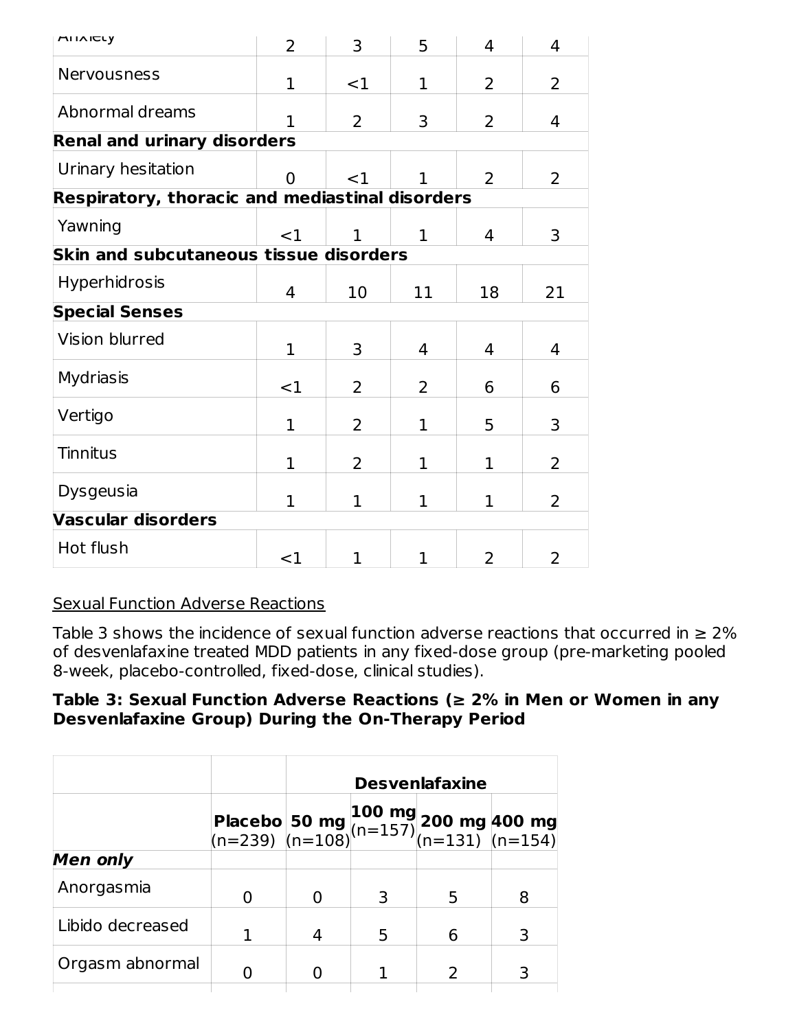| | | | | | |
|---|---|---|---|---|---|
| Anxiety | 2 | 3 | 5 | 4 | 4 |
| Nervousness | 1 | <1 | 1 | 2 | 2 |
| Abnormal dreams | 1 | 2 | 3 | 2 | 4 |
| **Renal and urinary disorders** | | | | | |
| Urinary hesitation | 0 | <1 | 1 | 2 | 2 |
| **Respiratory, thoracic and mediastinal disorders** | | | | | |
| Yawning | <1 | 1 | 1 | 4 | 3 |
| **Skin and subcutaneous tissue disorders** | | | | | |
| Hyperhidrosis | 4 | 10 | 11 | 18 | 21 |
| **Special Senses** | | | | | |
| Vision blurred | 1 | 3 | 4 | 4 | 4 |
| Mydriasis | <1 | 2 | 2 | 6 | 6 |
| Vertigo | 1 | 2 | 1 | 5 | 3 |
| Tinnitus | 1 | 2 | 1 | 1 | 2 |
| Dysgeusia | 1 | 1 | 1 | 1 | 2 |
| **Vascular disorders** | | | | | |
| Hot flush | <1 | 1 | 1 | 2 | 2 |

Sexual Function Adverse Reactions

Table 3 shows the incidence of sexual function adverse reactions that occurred in ≥ 2% of desvenlafaxine treated MDD patients in any fixed-dose group (pre-marketing pooled 8-week, placebo-controlled, fixed-dose, clinical studies).

**Table 3: Sexual Function Adverse Reactions (≥ 2% in Men or Women in any Desvenlafaxine Group) During the On-Therapy Period**

| | | **Desvenlafaxine** | | | |
|---|---|---|---|---|---|
| | **Placebo** (n=239) | **50 mg** (n=108) | **100 mg** (n=157) | **200 mg** (n=131) | **400 mg** (n=154) |
| ***Men only*** | | | | | |
| Anorgasmia | 0 | 0 | 3 | 5 | 8 |
| Libido decreased | 1 | 4 | 5 | 6 | 3 |
| Orgasm abnormal | 0 | 0 | 1 | 2 | 3 |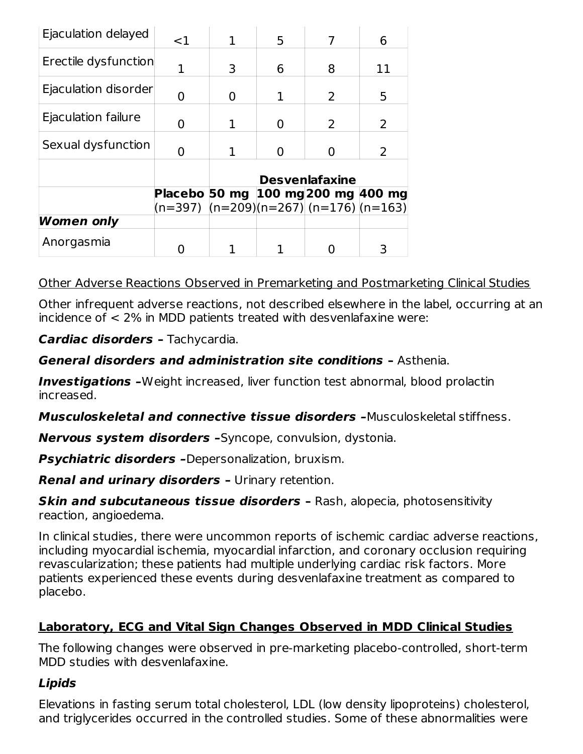| | | | | | |
|---|---|---|---|---|---|
| Ejaculation delayed | <1 | 1 | 5 | 7 | 6 |
| Erectile dysfunction | 1 | 3 | 6 | 8 | 11 |
| Ejaculation disorder | 0 | 0 | 1 | 2 | 5 |
| Ejaculation failure | 0 | 1 | 0 | 2 | 2 |
| Sexual dysfunction | 0 | 1 | 0 | 0 | 2 |
| | | **Desvenlafaxine** | | | |
| | **Placebo** (n=397) | **50 mg** (n=209) | **100 mg** (n=267) | **200 mg** (n=176) | **400 mg** (n=163) |
| ***Women only*** | | | | | |
| Anorgasmia | 0 | 1 | 1 | 0 | 3 |

Other Adverse Reactions Observed in Premarketing and Postmarketing Clinical Studies

Other infrequent adverse reactions, not described elsewhere in the label, occurring at an incidence of < 2% in MDD patients treated with desvenlafaxine were:

***Cardiac disorders*** **–** Tachycardia.

***General disorders and administration site conditions*** **–** Asthenia.

***Investigations*** **–**Weight increased, liver function test abnormal, blood prolactin increased.

***Musculoskeletal and connective tissue disorders*** **–**Musculoskeletal stiffness.

***Nervous system disorders*** **–**Syncope, convulsion, dystonia.

***Psychiatric disorders*** **–**Depersonalization, bruxism.

***Renal and urinary disorders*** **–** Urinary retention.

***Skin and subcutaneous tissue disorders*** **–** Rash, alopecia, photosensitivity reaction, angioedema.

In clinical studies, there were uncommon reports of ischemic cardiac adverse reactions, including myocardial ischemia, myocardial infarction, and coronary occlusion requiring revascularization; these patients had multiple underlying cardiac risk factors. More patients experienced these events during desvenlafaxine treatment as compared to placebo.

**Laboratory, ECG and Vital Sign Changes Observed in MDD Clinical Studies**

The following changes were observed in pre-marketing placebo-controlled, short-term MDD studies with desvenlafaxine.

***Lipids***

Elevations in fasting serum total cholesterol, LDL (low density lipoproteins) cholesterol, and triglycerides occurred in the controlled studies. Some of these abnormalities were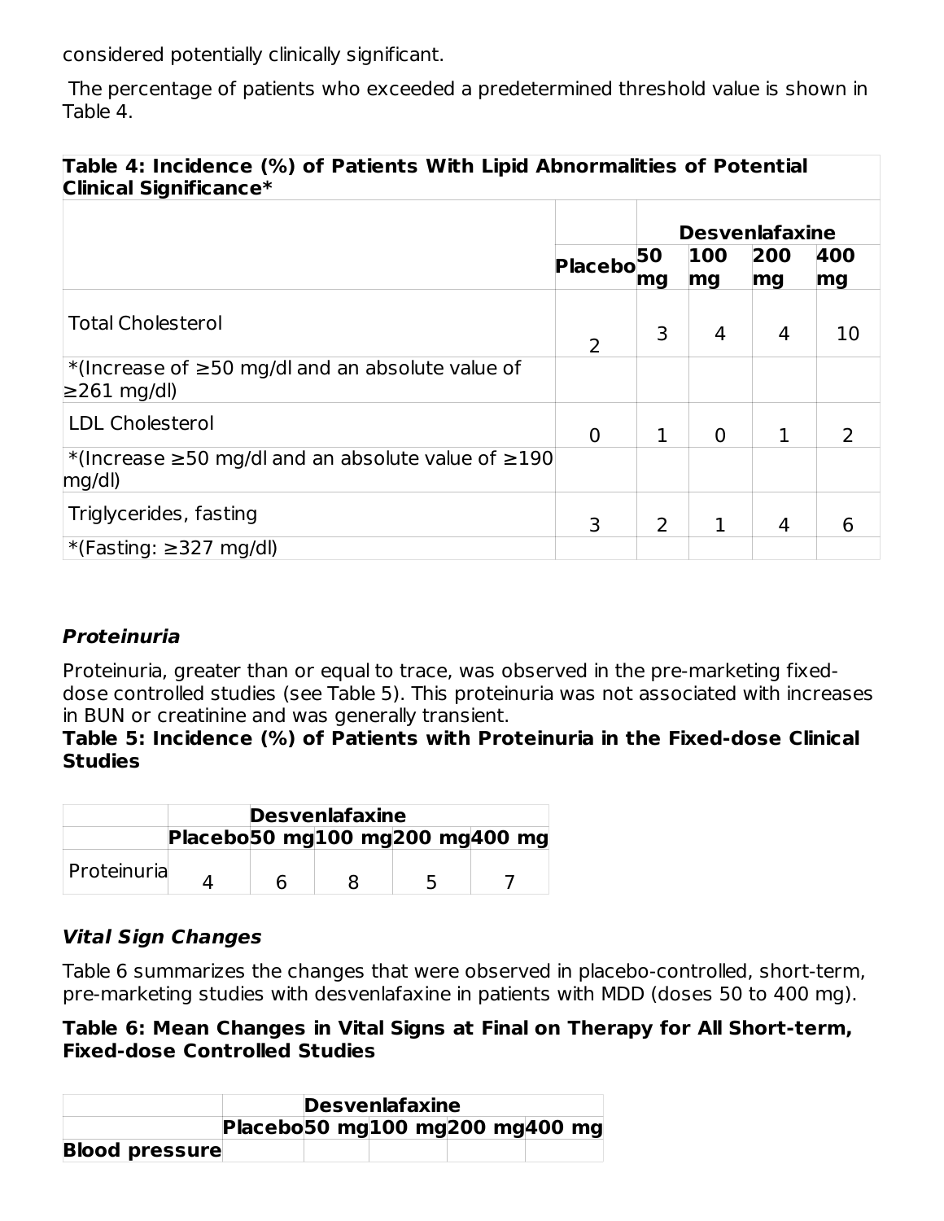considered potentially clinically significant.

The percentage of patients who exceeded a predetermined threshold value is shown in Table 4.

**Table 4: Incidence (%) of Patients With Lipid Abnormalities of Potential Clinical Significance***

| | | Desvenlafaxine | | | |
|---|---|---|---|---|---|
| | Placebo | 50 mg | 100 mg | 200 mg | 400 mg |
| Total Cholesterol | 2 | 3 | 4 | 4 | 10 |
| *(Increase of ≥50 mg/dl and an absolute value of ≥261 mg/dl) | | | | | |
| LDL Cholesterol | 0 | 1 | 0 | 1 | 2 |
| *(Increase ≥50 mg/dl and an absolute value of ≥190 mg/dl) | | | | | |
| Triglycerides, fasting | 3 | 2 | 1 | 4 | 6 |
| *(Fasting: ≥327 mg/dl) | | | | | |

### *Proteinuria*

Proteinuria, greater than or equal to trace, was observed in the pre-marketing fixed-dose controlled studies (see Table 5). This proteinuria was not associated with increases in BUN or creatinine and was generally transient.

**Table 5: Incidence (%) of Patients with Proteinuria in the Fixed-dose Clinical Studies**

| | | Desvenlafaxine | | | |
|---|---|---|---|---|---|
| | Placebo | 50 mg | 100 mg | 200 mg | 400 mg |
| Proteinuria | 4 | 6 | 8 | 5 | 7 |

### *Vital Sign Changes*

Table 6 summarizes the changes that were observed in placebo-controlled, short-term, pre-marketing studies with desvenlafaxine in patients with MDD (doses 50 to 400 mg).

**Table 6: Mean Changes in Vital Signs at Final on Therapy for All Short-term, Fixed-dose Controlled Studies**

| | | Desvenlafaxine | | | |
|---|---|---|---|---|---|
| | Placebo | 50 mg | 100 mg | 200 mg | 400 mg |
| **Blood pressure** | | | | | |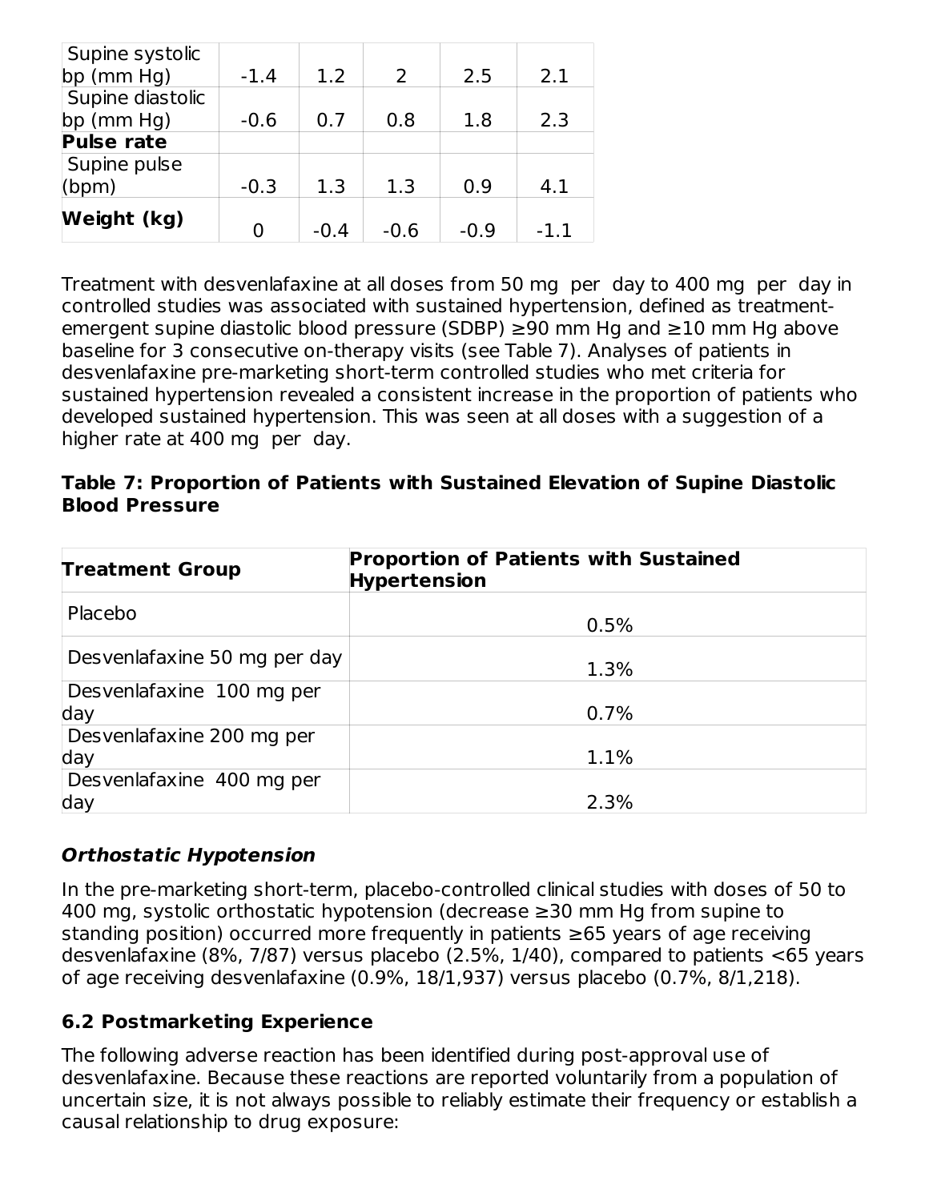| Supine systolic bp (mm Hg) | -1.4 | 1.2 | 2 | 2.5 | 2.1 |
|---|---|---|---|---|---|
| Supine diastolic bp (mm Hg) | -0.6 | 0.7 | 0.8 | 1.8 | 2.3 |
| **Pulse rate** | | | | | |
| Supine pulse (bpm) | -0.3 | 1.3 | 1.3 | 0.9 | 4.1 |
| **Weight (kg)** | 0 | -0.4 | -0.6 | -0.9 | -1.1 |

Treatment with desvenlafaxine at all doses from 50 mg per day to 400 mg per day in controlled studies was associated with sustained hypertension, defined as treatment-emergent supine diastolic blood pressure (SDBP) ≥90 mm Hg and ≥10 mm Hg above baseline for 3 consecutive on-therapy visits (see Table 7). Analyses of patients in desvenlafaxine pre-marketing short-term controlled studies who met criteria for sustained hypertension revealed a consistent increase in the proportion of patients who developed sustained hypertension. This was seen at all doses with a suggestion of a higher rate at 400 mg per day.

**Table 7: Proportion of Patients with Sustained Elevation of Supine Diastolic Blood Pressure**

| Treatment Group | Proportion of Patients with Sustained Hypertension |
|---|---|
| Placebo | 0.5% |
| Desvenlafaxine 50 mg per day | 1.3% |
| Desvenlafaxine 100 mg per day | 0.7% |
| Desvenlafaxine 200 mg per day | 1.1% |
| Desvenlafaxine 400 mg per day | 2.3% |

***Orthostatic Hypotension***

In the pre-marketing short-term, placebo-controlled clinical studies with doses of 50 to 400 mg, systolic orthostatic hypotension (decrease ≥30 mm Hg from supine to standing position) occurred more frequently in patients ≥65 years of age receiving desvenlafaxine (8%, 7/87) versus placebo (2.5%, 1/40), compared to patients <65 years of age receiving desvenlafaxine (0.9%, 18/1,937) versus placebo (0.7%, 8/1,218).

## 6.2 Postmarketing Experience

The following adverse reaction has been identified during post-approval use of desvenlafaxine. Because these reactions are reported voluntarily from a population of uncertain size, it is not always possible to reliably estimate their frequency or establish a causal relationship to drug exposure: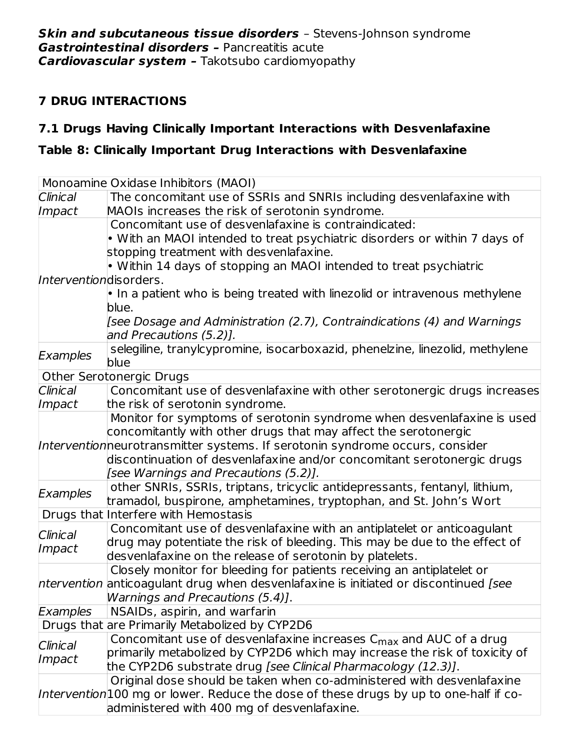***Skin and subcutaneous tissue disorders*** – Stevens-Johnson syndrome
***Gastrointestinal disorders –*** Pancreatitis acute
***Cardiovascular system –*** Takotsubo cardiomyopathy

## 7 DRUG INTERACTIONS

### 7.1 Drugs Having Clinically Important Interactions with Desvenlafaxine

### Table 8: Clinically Important Drug Interactions with Desvenlafaxine

| Monoamine Oxidase Inhibitors (MAOI) | |
|---|---|
| *Clinical Impact* | The concomitant use of SSRIs and SNRIs including desvenlafaxine with MAOIs increases the risk of serotonin syndrome. |
| *Intervention* | Concomitant use of desvenlafaxine is contraindicated:<br>• With an MAOI intended to treat psychiatric disorders or within 7 days of stopping treatment with desvenlafaxine.<br>• Within 14 days of stopping an MAOI intended to treat psychiatric disorders.<br>• In a patient who is being treated with linezolid or intravenous methylene blue.<br>*[see Dosage and Administration (2.7), Contraindications (4) and Warnings and Precautions (5.2)].* |
| *Examples* | selegiline, tranylcypromine, isocarboxazid, phenelzine, linezolid, methylene blue |
| Other Serotonergic Drugs | |
| *Clinical Impact* | Concomitant use of desvenlafaxine with other serotonergic drugs increases the risk of serotonin syndrome. |
| *Intervention* | Monitor for symptoms of serotonin syndrome when desvenlafaxine is used concomitantly with other drugs that may affect the serotonergic neurotransmitter systems. If serotonin syndrome occurs, consider discontinuation of desvenlafaxine and/or concomitant serotonergic drugs *[see Warnings and Precautions (5.2)].* |
| *Examples* | other SNRIs, SSRIs, triptans, tricyclic antidepressants, fentanyl, lithium, tramadol, buspirone, amphetamines, tryptophan, and St. John's Wort |
| Drugs that Interfere with Hemostasis | |
| *Clinical Impact* | Concomitant use of desvenlafaxine with an antiplatelet or anticoagulant drug may potentiate the risk of bleeding. This may be due to the effect of desvenlafaxine on the release of serotonin by platelets. |
| *ntervention* | Closely monitor for bleeding for patients receiving an antiplatelet or anticoagulant drug when desvenlafaxine is initiated or discontinued *[see Warnings and Precautions (5.4)]*. |
| *Examples* | NSAIDs, aspirin, and warfarin |
| Drugs that are Primarily Metabolized by CYP2D6 | |
| *Clinical Impact* | Concomitant use of desvenlafaxine increases $C_{max}$ and AUC of a drug primarily metabolized by CYP2D6 which may increase the risk of toxicity of the CYP2D6 substrate drug *[see Clinical Pharmacology (12.3)]*. |
| *Intervention* | Original dose should be taken when co-administered with desvenlafaxine 100 mg or lower. Reduce the dose of these drugs by up to one-half if co-administered with 400 mg of desvenlafaxine. |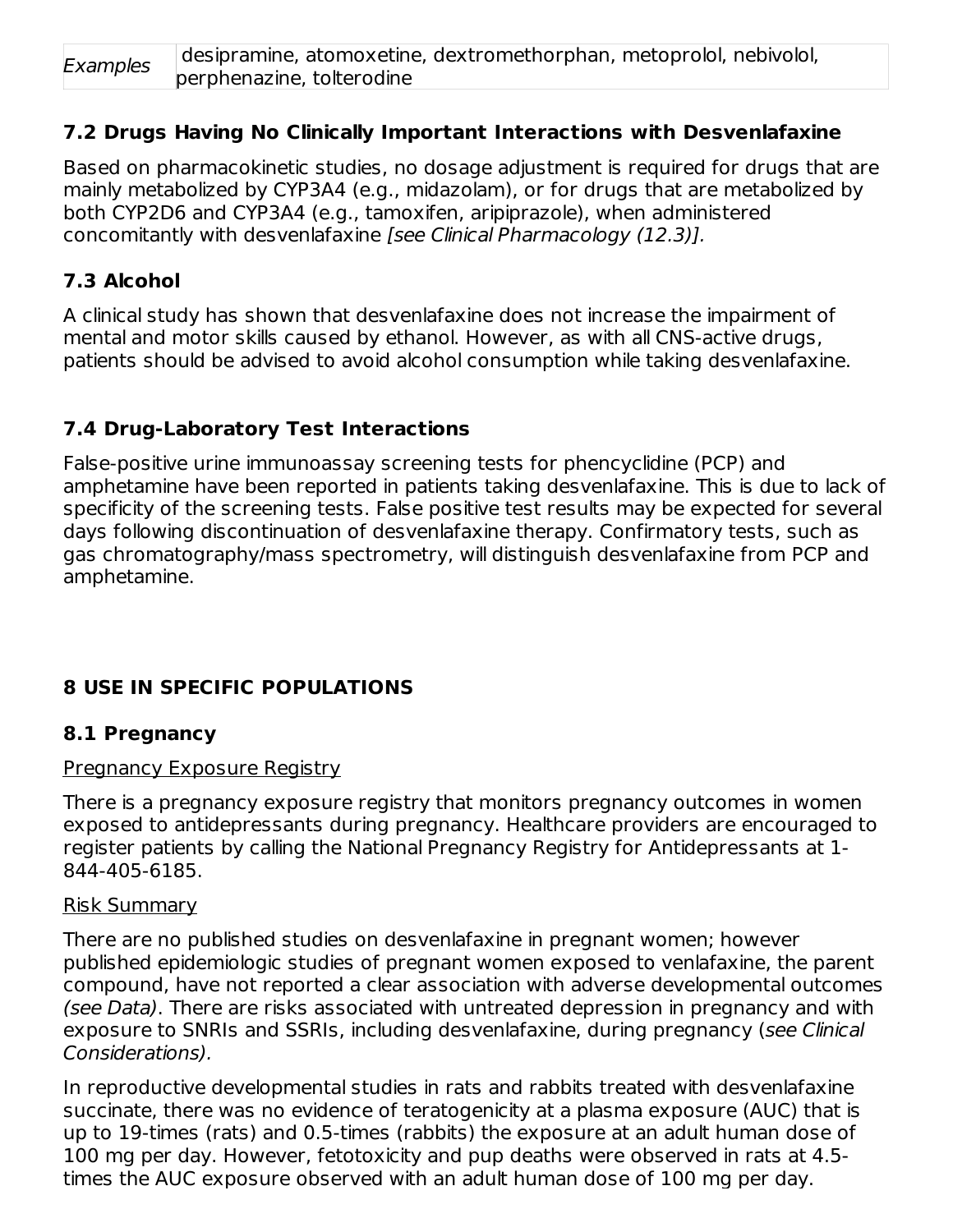| *Examples* | desipramine, atomoxetine, dextromethorphan, metoprolol, nebivolol, perphenazine, tolterodine |
|---|---|

### 7.2 Drugs Having No Clinically Important Interactions with Desvenlafaxine

Based on pharmacokinetic studies, no dosage adjustment is required for drugs that are mainly metabolized by CYP3A4 (e.g., midazolam), or for drugs that are metabolized by both CYP2D6 and CYP3A4 (e.g., tamoxifen, aripiprazole), when administered concomitantly with desvenlafaxine *[see Clinical Pharmacology (12.3)].*

### 7.3 Alcohol

A clinical study has shown that desvenlafaxine does not increase the impairment of mental and motor skills caused by ethanol. However, as with all CNS-active drugs, patients should be advised to avoid alcohol consumption while taking desvenlafaxine.

### 7.4 Drug-Laboratory Test Interactions

False-positive urine immunoassay screening tests for phencyclidine (PCP) and amphetamine have been reported in patients taking desvenlafaxine. This is due to lack of specificity of the screening tests. False positive test results may be expected for several days following discontinuation of desvenlafaxine therapy. Confirmatory tests, such as gas chromatography/mass spectrometry, will distinguish desvenlafaxine from PCP and amphetamine.

## 8 USE IN SPECIFIC POPULATIONS

### 8.1 Pregnancy

Pregnancy Exposure Registry

There is a pregnancy exposure registry that monitors pregnancy outcomes in women exposed to antidepressants during pregnancy. Healthcare providers are encouraged to register patients by calling the National Pregnancy Registry for Antidepressants at 1-844-405-6185.

Risk Summary

There are no published studies on desvenlafaxine in pregnant women; however published epidemiologic studies of pregnant women exposed to venlafaxine, the parent compound, have not reported a clear association with adverse developmental outcomes *(see Data)*. There are risks associated with untreated depression in pregnancy and with exposure to SNRIs and SSRIs, including desvenlafaxine, during pregnancy (*see Clinical Considerations).*

In reproductive developmental studies in rats and rabbits treated with desvenlafaxine succinate, there was no evidence of teratogenicity at a plasma exposure (AUC) that is up to 19-times (rats) and 0.5-times (rabbits) the exposure at an adult human dose of 100 mg per day. However, fetotoxicity and pup deaths were observed in rats at 4.5-times the AUC exposure observed with an adult human dose of 100 mg per day.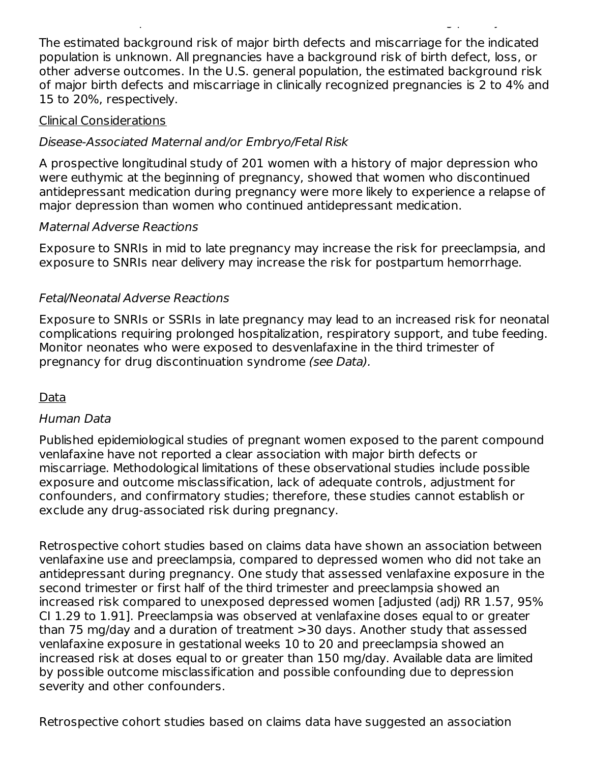The estimated background risk of major birth defects and miscarriage for the indicated population is unknown. All pregnancies have a background risk of birth defect, loss, or other adverse outcomes. In the U.S. general population, the estimated background risk of major birth defects and miscarriage in clinically recognized pregnancies is 2 to 4% and 15 to 20%, respectively.

Clinical Considerations

*Disease-Associated Maternal and/or Embryo/Fetal Risk*

A prospective longitudinal study of 201 women with a history of major depression who were euthymic at the beginning of pregnancy, showed that women who discontinued antidepressant medication during pregnancy were more likely to experience a relapse of major depression than women who continued antidepressant medication.

*Maternal Adverse Reactions*

Exposure to SNRIs in mid to late pregnancy may increase the risk for preeclampsia, and exposure to SNRIs near delivery may increase the risk for postpartum hemorrhage.

*Fetal/Neonatal Adverse Reactions*

Exposure to SNRIs or SSRIs in late pregnancy may lead to an increased risk for neonatal complications requiring prolonged hospitalization, respiratory support, and tube feeding. Monitor neonates who were exposed to desvenlafaxine in the third trimester of pregnancy for drug discontinuation syndrome *(see Data).*

Data

*Human Data*

Published epidemiological studies of pregnant women exposed to the parent compound venlafaxine have not reported a clear association with major birth defects or miscarriage. Methodological limitations of these observational studies include possible exposure and outcome misclassification, lack of adequate controls, adjustment for confounders, and confirmatory studies; therefore, these studies cannot establish or exclude any drug-associated risk during pregnancy.

Retrospective cohort studies based on claims data have shown an association between venlafaxine use and preeclampsia, compared to depressed women who did not take an antidepressant during pregnancy. One study that assessed venlafaxine exposure in the second trimester or first half of the third trimester and preeclampsia showed an increased risk compared to unexposed depressed women [adjusted (adj) RR 1.57, 95% CI 1.29 to 1.91]. Preeclampsia was observed at venlafaxine doses equal to or greater than 75 mg/day and a duration of treatment >30 days. Another study that assessed venlafaxine exposure in gestational weeks 10 to 20 and preeclampsia showed an increased risk at doses equal to or greater than 150 mg/day. Available data are limited by possible outcome misclassification and possible confounding due to depression severity and other confounders.

Retrospective cohort studies based on claims data have suggested an association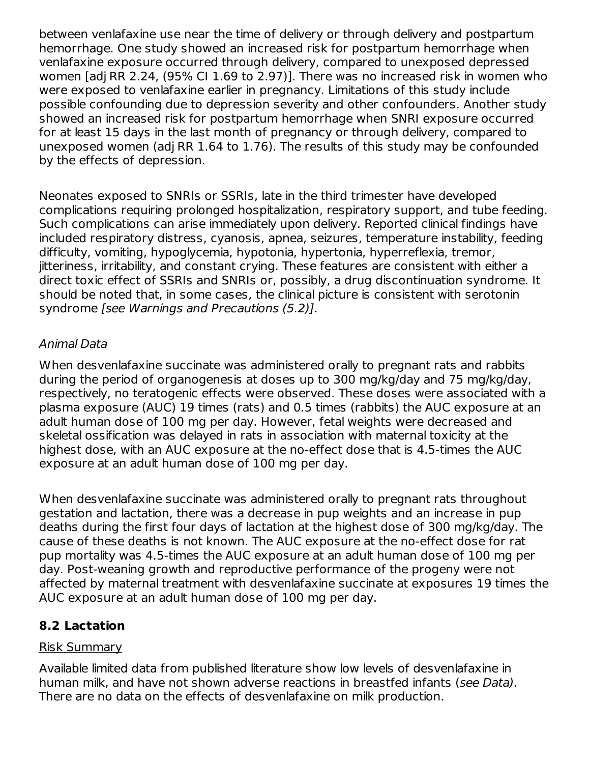between venlafaxine use near the time of delivery or through delivery and postpartum hemorrhage. One study showed an increased risk for postpartum hemorrhage when venlafaxine exposure occurred through delivery, compared to unexposed depressed women [adj RR 2.24, (95% CI 1.69 to 2.97)]. There was no increased risk in women who were exposed to venlafaxine earlier in pregnancy. Limitations of this study include possible confounding due to depression severity and other confounders. Another study showed an increased risk for postpartum hemorrhage when SNRI exposure occurred for at least 15 days in the last month of pregnancy or through delivery, compared to unexposed women (adj RR 1.64 to 1.76). The results of this study may be confounded by the effects of depression.

Neonates exposed to SNRIs or SSRIs, late in the third trimester have developed complications requiring prolonged hospitalization, respiratory support, and tube feeding. Such complications can arise immediately upon delivery. Reported clinical findings have included respiratory distress, cyanosis, apnea, seizures, temperature instability, feeding difficulty, vomiting, hypoglycemia, hypotonia, hypertonia, hyperreflexia, tremor, jitteriness, irritability, and constant crying. These features are consistent with either a direct toxic effect of SSRIs and SNRIs or, possibly, a drug discontinuation syndrome. It should be noted that, in some cases, the clinical picture is consistent with serotonin syndrome *[see Warnings and Precautions (5.2)]*.

*Animal Data*

When desvenlafaxine succinate was administered orally to pregnant rats and rabbits during the period of organogenesis at doses up to 300 mg/kg/day and 75 mg/kg/day, respectively, no teratogenic effects were observed. These doses were associated with a plasma exposure (AUC) 19 times (rats) and 0.5 times (rabbits) the AUC exposure at an adult human dose of 100 mg per day. However, fetal weights were decreased and skeletal ossification was delayed in rats in association with maternal toxicity at the highest dose, with an AUC exposure at the no-effect dose that is 4.5-times the AUC exposure at an adult human dose of 100 mg per day.

When desvenlafaxine succinate was administered orally to pregnant rats throughout gestation and lactation, there was a decrease in pup weights and an increase in pup deaths during the first four days of lactation at the highest dose of 300 mg/kg/day. The cause of these deaths is not known. The AUC exposure at the no-effect dose for rat pup mortality was 4.5-times the AUC exposure at an adult human dose of 100 mg per day. Post-weaning growth and reproductive performance of the progeny were not affected by maternal treatment with desvenlafaxine succinate at exposures 19 times the AUC exposure at an adult human dose of 100 mg per day.

## 8.2 Lactation

Risk Summary

Available limited data from published literature show low levels of desvenlafaxine in human milk, and have not shown adverse reactions in breastfed infants (*see Data*). There are no data on the effects of desvenlafaxine on milk production.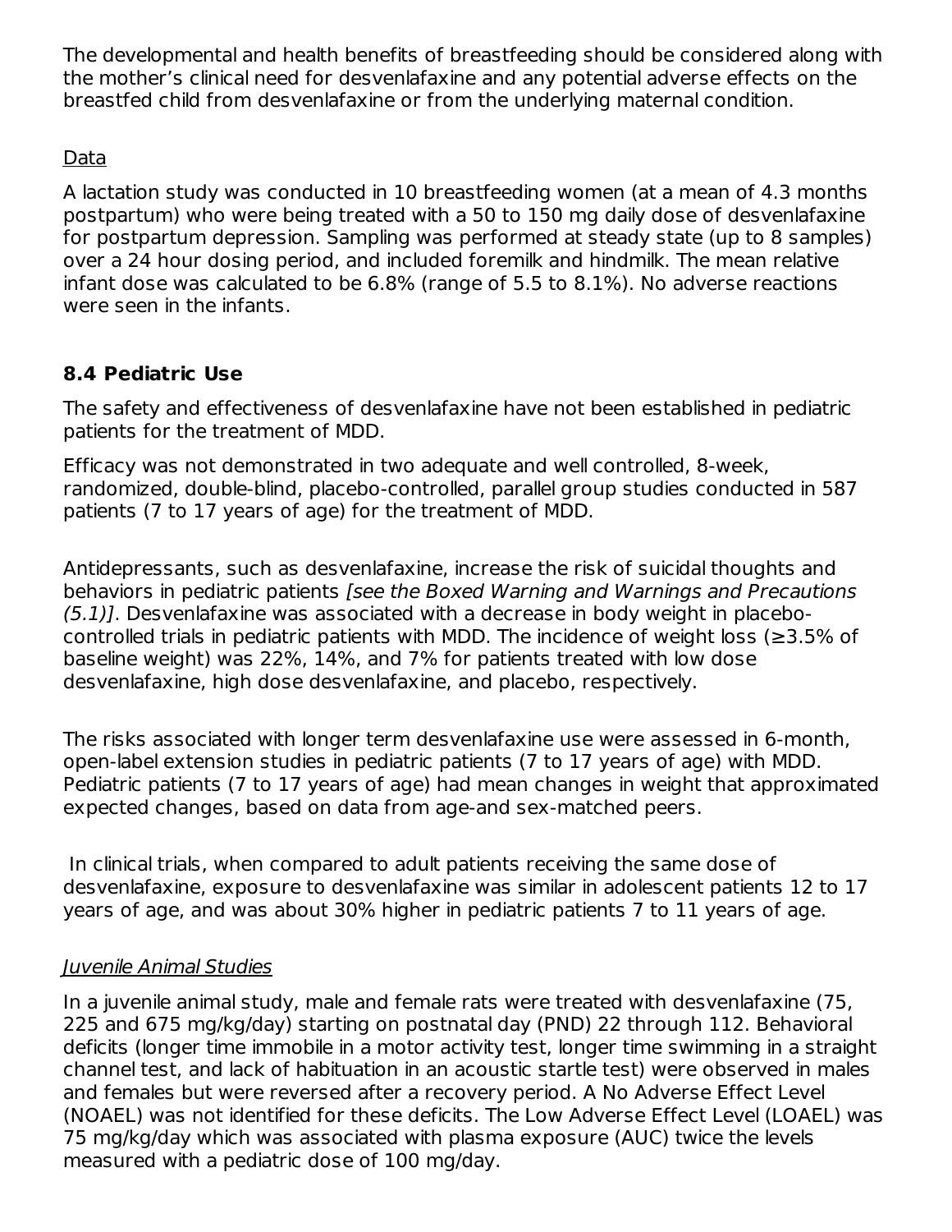The developmental and health benefits of breastfeeding should be considered along with the mother's clinical need for desvenlafaxine and any potential adverse effects on the breastfed child from desvenlafaxine or from the underlying maternal condition.

Data

A lactation study was conducted in 10 breastfeeding women (at a mean of 4.3 months postpartum) who were being treated with a 50 to 150 mg daily dose of desvenlafaxine for postpartum depression. Sampling was performed at steady state (up to 8 samples) over a 24 hour dosing period, and included foremilk and hindmilk. The mean relative infant dose was calculated to be 6.8% (range of 5.5 to 8.1%). No adverse reactions were seen in the infants.

### 8.4 Pediatric Use

The safety and effectiveness of desvenlafaxine have not been established in pediatric patients for the treatment of MDD.

Efficacy was not demonstrated in two adequate and well controlled, 8-week, randomized, double-blind, placebo-controlled, parallel group studies conducted in 587 patients (7 to 17 years of age) for the treatment of MDD.

Antidepressants, such as desvenlafaxine, increase the risk of suicidal thoughts and behaviors in pediatric patients *[see the Boxed Warning and Warnings and Precautions (5.1)]*. Desvenlafaxine was associated with a decrease in body weight in placebo-controlled trials in pediatric patients with MDD. The incidence of weight loss (≥3.5% of baseline weight) was 22%, 14%, and 7% for patients treated with low dose desvenlafaxine, high dose desvenlafaxine, and placebo, respectively.

The risks associated with longer term desvenlafaxine use were assessed in 6-month, open-label extension studies in pediatric patients (7 to 17 years of age) with MDD. Pediatric patients (7 to 17 years of age) had mean changes in weight that approximated expected changes, based on data from age-and sex-matched peers.

In clinical trials, when compared to adult patients receiving the same dose of desvenlafaxine, exposure to desvenlafaxine was similar in adolescent patients 12 to 17 years of age, and was about 30% higher in pediatric patients 7 to 11 years of age.

*Juvenile Animal Studies*

In a juvenile animal study, male and female rats were treated with desvenlafaxine (75, 225 and 675 mg/kg/day) starting on postnatal day (PND) 22 through 112. Behavioral deficits (longer time immobile in a motor activity test, longer time swimming in a straight channel test, and lack of habituation in an acoustic startle test) were observed in males and females but were reversed after a recovery period. A No Adverse Effect Level (NOAEL) was not identified for these deficits. The Low Adverse Effect Level (LOAEL) was 75 mg/kg/day which was associated with plasma exposure (AUC) twice the levels measured with a pediatric dose of 100 mg/day.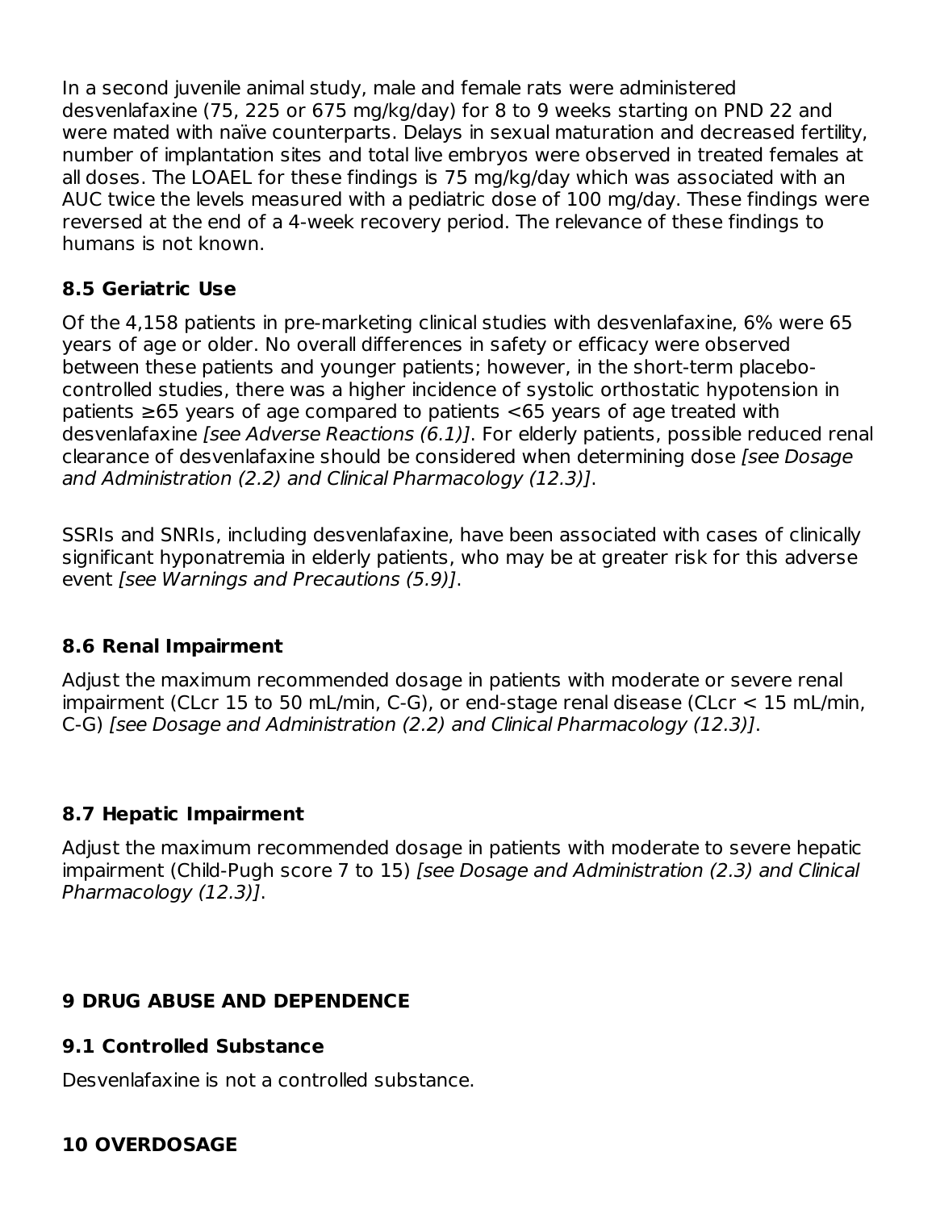In a second juvenile animal study, male and female rats were administered desvenlafaxine (75, 225 or 675 mg/kg/day) for 8 to 9 weeks starting on PND 22 and were mated with naïve counterparts. Delays in sexual maturation and decreased fertility, number of implantation sites and total live embryos were observed in treated females at all doses. The LOAEL for these findings is 75 mg/kg/day which was associated with an AUC twice the levels measured with a pediatric dose of 100 mg/day. These findings were reversed at the end of a 4-week recovery period. The relevance of these findings to humans is not known.

### 8.5 Geriatric Use

Of the 4,158 patients in pre-marketing clinical studies with desvenlafaxine, 6% were 65 years of age or older. No overall differences in safety or efficacy were observed between these patients and younger patients; however, in the short-term placebo-controlled studies, there was a higher incidence of systolic orthostatic hypotension in patients ≥65 years of age compared to patients <65 years of age treated with desvenlafaxine *[see Adverse Reactions (6.1)]*. For elderly patients, possible reduced renal clearance of desvenlafaxine should be considered when determining dose *[see Dosage and Administration (2.2) and Clinical Pharmacology (12.3)]*.

SSRIs and SNRIs, including desvenlafaxine, have been associated with cases of clinically significant hyponatremia in elderly patients, who may be at greater risk for this adverse event *[see Warnings and Precautions (5.9)]*.

### 8.6 Renal Impairment

Adjust the maximum recommended dosage in patients with moderate or severe renal impairment (CLcr 15 to 50 mL/min, C-G), or end-stage renal disease (CLcr < 15 mL/min, C-G) *[see Dosage and Administration (2.2) and Clinical Pharmacology (12.3)]*.

### 8.7 Hepatic Impairment

Adjust the maximum recommended dosage in patients with moderate to severe hepatic impairment (Child-Pugh score 7 to 15) *[see Dosage and Administration (2.3) and Clinical Pharmacology (12.3)]*.

## 9 DRUG ABUSE AND DEPENDENCE

### 9.1 Controlled Substance

Desvenlafaxine is not a controlled substance.

## 10 OVERDOSAGE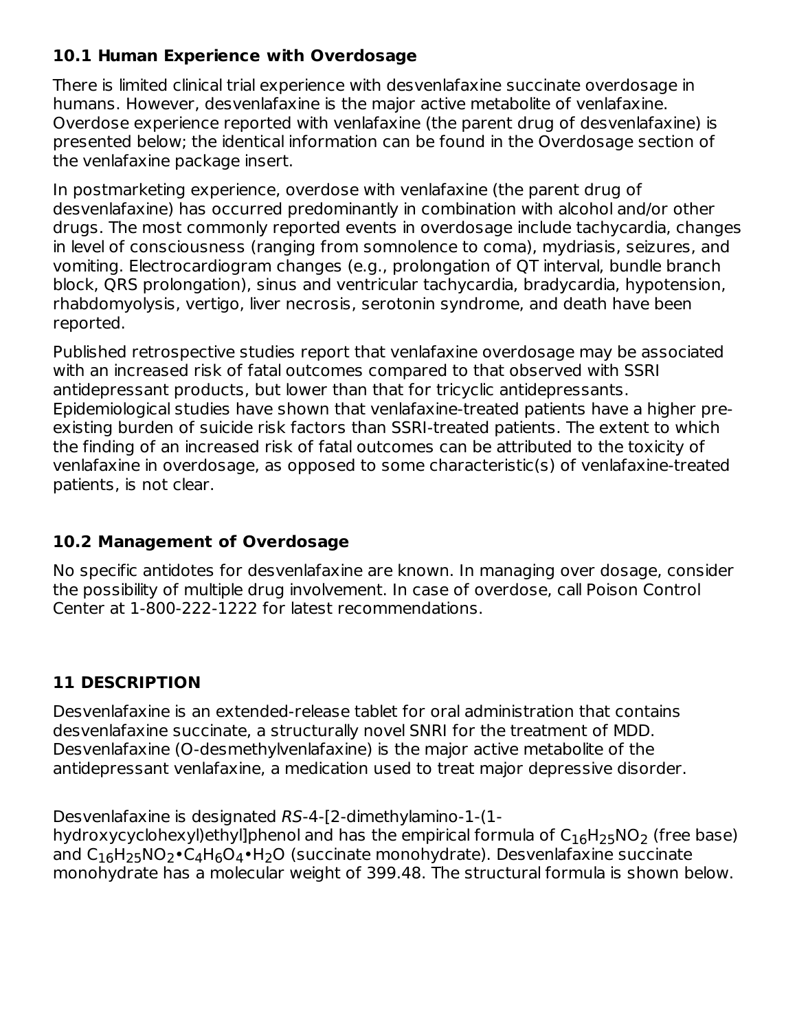### 10.1 Human Experience with Overdosage

There is limited clinical trial experience with desvenlafaxine succinate overdosage in humans. However, desvenlafaxine is the major active metabolite of venlafaxine. Overdose experience reported with venlafaxine (the parent drug of desvenlafaxine) is presented below; the identical information can be found in the Overdosage section of the venlafaxine package insert.

In postmarketing experience, overdose with venlafaxine (the parent drug of desvenlafaxine) has occurred predominantly in combination with alcohol and/or other drugs. The most commonly reported events in overdosage include tachycardia, changes in level of consciousness (ranging from somnolence to coma), mydriasis, seizures, and vomiting. Electrocardiogram changes (e.g., prolongation of QT interval, bundle branch block, QRS prolongation), sinus and ventricular tachycardia, bradycardia, hypotension, rhabdomyolysis, vertigo, liver necrosis, serotonin syndrome, and death have been reported.

Published retrospective studies report that venlafaxine overdosage may be associated with an increased risk of fatal outcomes compared to that observed with SSRI antidepressant products, but lower than that for tricyclic antidepressants. Epidemiological studies have shown that venlafaxine-treated patients have a higher pre-existing burden of suicide risk factors than SSRI-treated patients. The extent to which the finding of an increased risk of fatal outcomes can be attributed to the toxicity of venlafaxine in overdosage, as opposed to some characteristic(s) of venlafaxine-treated patients, is not clear.

### 10.2 Management of Overdosage

No specific antidotes for desvenlafaxine are known. In managing over dosage, consider the possibility of multiple drug involvement. In case of overdose, call Poison Control Center at 1-800-222-1222 for latest recommendations.

## 11 DESCRIPTION

Desvenlafaxine is an extended-release tablet for oral administration that contains desvenlafaxine succinate, a structurally novel SNRI for the treatment of MDD. Desvenlafaxine (O-desmethylvenlafaxine) is the major active metabolite of the antidepressant venlafaxine, a medication used to treat major depressive disorder.

Desvenlafaxine is designated *RS*-4-[2-dimethylamino-1-(1-hydroxycyclohexyl)ethyl]phenol and has the empirical formula of $C_{16}H_{25}NO_2$ (free base) and $C_{16}H_{25}NO_2 \cdot C_4H_6O_4 \cdot H_2O$ (succinate monohydrate). Desvenlafaxine succinate monohydrate has a molecular weight of 399.48. The structural formula is shown below.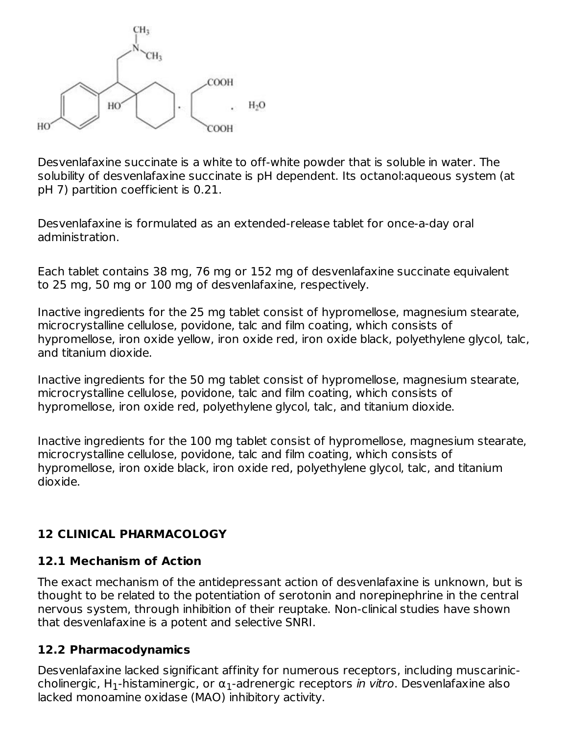Desvenlafaxine succinate is a white to off-white powder that is soluble in water. The solubility of desvenlafaxine succinate is pH dependent. Its octanol:aqueous system (at pH 7) partition coefficient is 0.21.

Desvenlafaxine is formulated as an extended-release tablet for once-a-day oral administration.

Each tablet contains 38 mg, 76 mg or 152 mg of desvenlafaxine succinate equivalent to 25 mg, 50 mg or 100 mg of desvenlafaxine, respectively.

Inactive ingredients for the 25 mg tablet consist of hypromellose, magnesium stearate, microcrystalline cellulose, povidone, talc and film coating, which consists of hypromellose, iron oxide yellow, iron oxide red, iron oxide black, polyethylene glycol, talc, and titanium dioxide.

Inactive ingredients for the 50 mg tablet consist of hypromellose, magnesium stearate, microcrystalline cellulose, povidone, talc and film coating, which consists of hypromellose, iron oxide red, polyethylene glycol, talc, and titanium dioxide.

Inactive ingredients for the 100 mg tablet consist of hypromellose, magnesium stearate, microcrystalline cellulose, povidone, talc and film coating, which consists of hypromellose, iron oxide black, iron oxide red, polyethylene glycol, talc, and titanium dioxide.

## 12 CLINICAL PHARMACOLOGY

### 12.1 Mechanism of Action

The exact mechanism of the antidepressant action of desvenlafaxine is unknown, but is thought to be related to the potentiation of serotonin and norepinephrine in the central nervous system, through inhibition of their reuptake. Non-clinical studies have shown that desvenlafaxine is a potent and selective SNRI.

### 12.2 Pharmacodynamics

Desvenlafaxine lacked significant affinity for numerous receptors, including muscarinic-cholinergic, $H_1$-histaminergic, or $\alpha_1$-adrenergic receptors *in vitro*. Desvenlafaxine also lacked monoamine oxidase (MAO) inhibitory activity.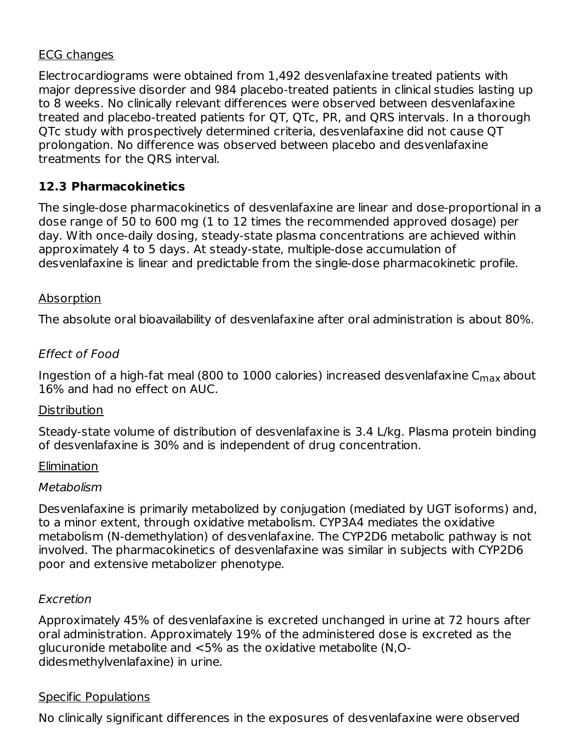ECG changes

Electrocardiograms were obtained from 1,492 desvenlafaxine treated patients with major depressive disorder and 984 placebo-treated patients in clinical studies lasting up to 8 weeks. No clinically relevant differences were observed between desvenlafaxine treated and placebo-treated patients for QT, QTc, PR, and QRS intervals. In a thorough QTc study with prospectively determined criteria, desvenlafaxine did not cause QT prolongation. No difference was observed between placebo and desvenlafaxine treatments for the QRS interval.

### 12.3 Pharmacokinetics

The single-dose pharmacokinetics of desvenlafaxine are linear and dose-proportional in a dose range of 50 to 600 mg (1 to 12 times the recommended approved dosage) per day. With once-daily dosing, steady-state plasma concentrations are achieved within approximately 4 to 5 days. At steady-state, multiple-dose accumulation of desvenlafaxine is linear and predictable from the single-dose pharmacokinetic profile.

Absorption

The absolute oral bioavailability of desvenlafaxine after oral administration is about 80%.

*Effect of Food*

Ingestion of a high-fat meal (800 to 1000 calories) increased desvenlafaxine $C_{max}$ about 16% and had no effect on AUC.

Distribution

Steady-state volume of distribution of desvenlafaxine is 3.4 L/kg. Plasma protein binding of desvenlafaxine is 30% and is independent of drug concentration.

Elimination

*Metabolism*

Desvenlafaxine is primarily metabolized by conjugation (mediated by UGT isoforms) and, to a minor extent, through oxidative metabolism. CYP3A4 mediates the oxidative metabolism (N-demethylation) of desvenlafaxine. The CYP2D6 metabolic pathway is not involved. The pharmacokinetics of desvenlafaxine was similar in subjects with CYP2D6 poor and extensive metabolizer phenotype.

*Excretion*

Approximately 45% of desvenlafaxine is excreted unchanged in urine at 72 hours after oral administration. Approximately 19% of the administered dose is excreted as the glucuronide metabolite and <5% as the oxidative metabolite (N,O-didesmethylvenlafaxine) in urine.

Specific Populations

No clinically significant differences in the exposures of desvenlafaxine were observed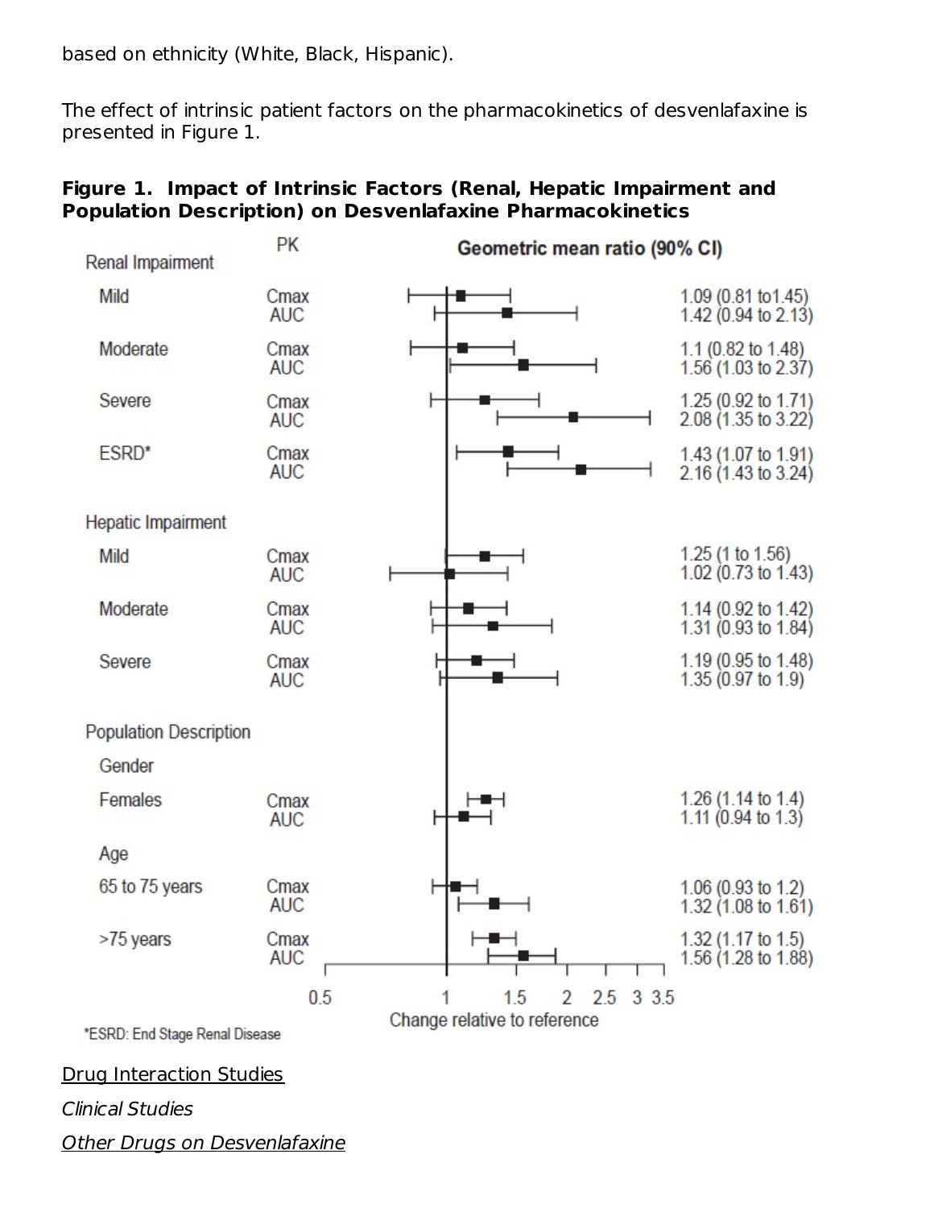based on ethnicity (White, Black, Hispanic).

The effect of intrinsic patient factors on the pharmacokinetics of desvenlafaxine is presented in Figure 1.

**Figure 1. Impact of Intrinsic Factors (Renal, Hepatic Impairment and Population Description) on Desvenlafaxine Pharmacokinetics**

| | PK | Geometric mean ratio (90% CI) |
|---|---|---|
| **Renal Impairment** | | |
| Mild | Cmax | 1.09 (0.81 to1.45) |
| | AUC | 1.42 (0.94 to 2.13) |
| Moderate | Cmax | 1.1 (0.82 to 1.48) |
| | AUC | 1.56 (1.03 to 2.37) |
| Severe | Cmax | 1.25 (0.92 to 1.71) |
| | AUC | 2.08 (1.35 to 3.22) |
| ESRD* | Cmax | 1.43 (1.07 to 1.91) |
| | AUC | 2.16 (1.43 to 3.24) |
| **Hepatic Impairment** | | |
| Mild | Cmax | 1.25 (1 to 1.56) |
| | AUC | 1.02 (0.73 to 1.43) |
| Moderate | Cmax | 1.14 (0.92 to 1.42) |
| | AUC | 1.31 (0.93 to 1.84) |
| Severe | Cmax | 1.19 (0.95 to 1.48) |
| | AUC | 1.35 (0.97 to 1.9) |
| **Population Description** | | |
| Gender | | |
| Females | Cmax | 1.26 (1.14 to 1.4) |
| | AUC | 1.11 (0.94 to 1.3) |
| Age | | |
| 65 to 75 years | Cmax | 1.06 (0.93 to 1.2) |
| | AUC | 1.32 (1.08 to 1.61) |
| >75 years | Cmax | 1.32 (1.17 to 1.5) |
| | AUC | 1.56 (1.28 to 1.88) |

Change relative to reference

*ESRD: End Stage Renal Disease

<u>Drug Interaction Studies</u>

*Clinical Studies*

*<u>Other Drugs on Desvenlafaxine</u>*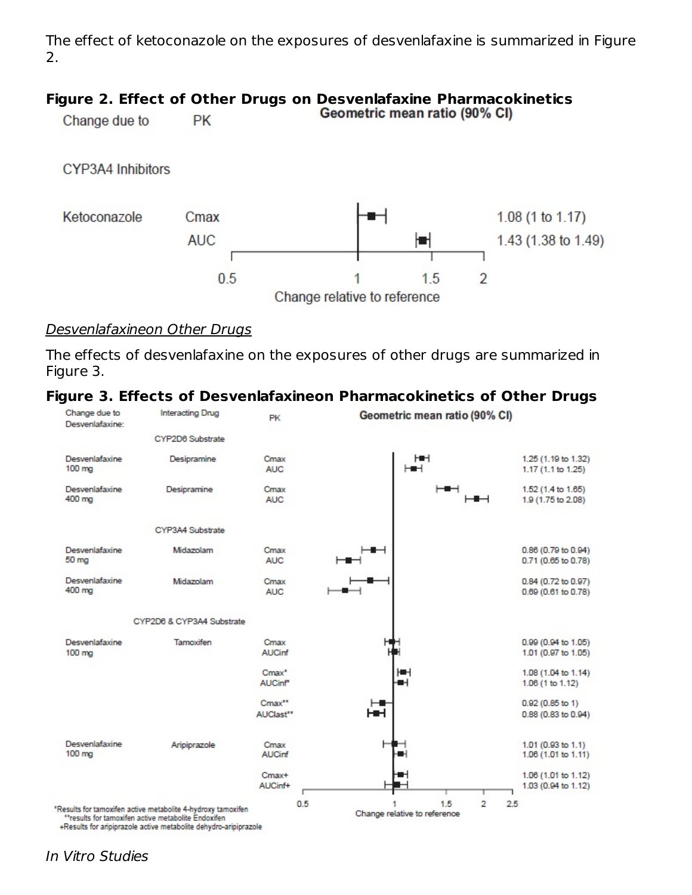The effect of ketoconazole on the exposures of desvenlafaxine is summarized in Figure 2.

**Figure 2. Effect of Other Drugs on Desvenlafaxine Pharmacokinetics**

| Change due to | PK | Geometric mean ratio (90% CI) |
|---|---|---|
| CYP3A4 Inhibitors | | |
| Ketoconazole | Cmax | 1.08 (1 to 1.17) |
| | AUC | 1.43 (1.38 to 1.49) |

*Desvenlafaxineon Other Drugs*

The effects of desvenlafaxine on the exposures of other drugs are summarized in Figure 3.

**Figure 3. Effects of Desvenlafaxineon Pharmacokinetics of Other Drugs**

| Change due to Desvenlafaxine: | Interacting Drug | PK | Geometric mean ratio (90% CI) |
|---|---|---|---|
| | CYP2D6 Substrate | | |
| Desvenlafaxine 100 mg | Desipramine | Cmax | 1.25 (1.19 to 1.32) |
| | | AUC | 1.17 (1.1 to 1.25) |
| Desvenlafaxine 400 mg | Desipramine | Cmax | 1.52 (1.4 to 1.65) |
| | | AUC | 1.9 (1.75 to 2.08) |
| | CYP3A4 Substrate | | |
| Desvenlafaxine 50 mg | Midazolam | Cmax | 0.86 (0.79 to 0.94) |
| | | AUC | 0.71 (0.65 to 0.78) |
| Desvenlafaxine 400 mg | Midazolam | Cmax | 0.84 (0.72 to 0.97) |
| | | AUC | 0.69 (0.61 to 0.78) |
| | CYP2D6 & CYP3A4 Substrate | | |
| Desvenlafaxine 100 mg | Tamoxifen | Cmax | 0.99 (0.94 to 1.05) |
| | | AUCinf | 1.01 (0.97 to 1.05) |
| | | Cmax* | 1.08 (1.04 to 1.14) |
| | | AUCinf* | 1.06 (1 to 1.12) |
| | | Cmax** | 0.92 (0.85 to 1) |
| | | AUClast** | 0.88 (0.83 to 0.94) |
| Desvenlafaxine 100 mg | Aripiprazole | Cmax | 1.01 (0.93 to 1.1) |
| | | AUCinf | 1.06 (1.01 to 1.11) |
| | | Cmax+ | 1.06 (1.01 to 1.12) |
| | | AUCinf+ | 1.03 (0.94 to 1.12) |

*Results for tamoxifen active metabolite 4-hydroxy tamoxifen
**results for tamoxifen active metabolite Endoxifen
+Results for aripiprazole active metabolite dehydro-aripiprazole

*In Vitro Studies*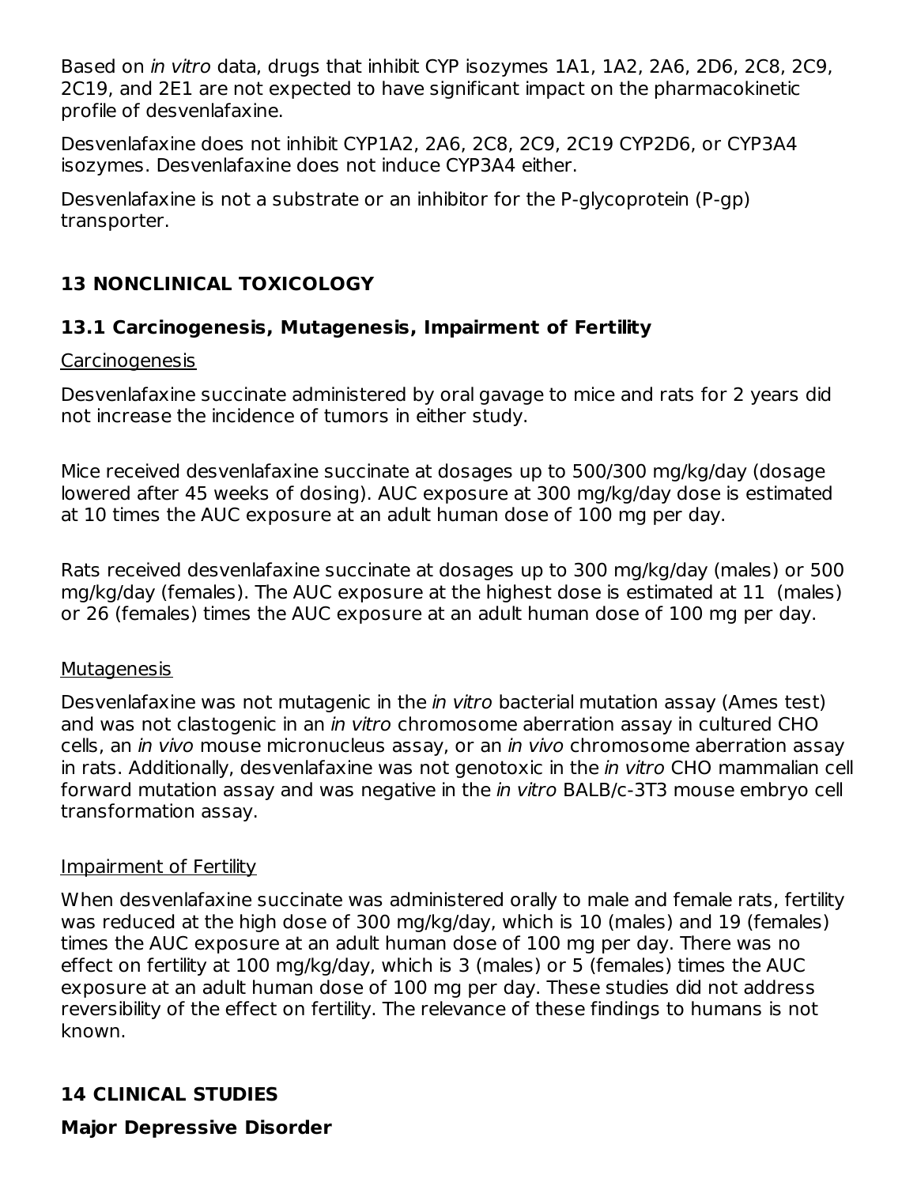Based on *in vitro* data, drugs that inhibit CYP isozymes 1A1, 1A2, 2A6, 2D6, 2C8, 2C9, 2C19, and 2E1 are not expected to have significant impact on the pharmacokinetic profile of desvenlafaxine.

Desvenlafaxine does not inhibit CYP1A2, 2A6, 2C8, 2C9, 2C19 CYP2D6, or CYP3A4 isozymes. Desvenlafaxine does not induce CYP3A4 either.

Desvenlafaxine is not a substrate or an inhibitor for the P-glycoprotein (P-gp) transporter.

## 13 NONCLINICAL TOXICOLOGY

### 13.1 Carcinogenesis, Mutagenesis, Impairment of Fertility

Carcinogenesis

Desvenlafaxine succinate administered by oral gavage to mice and rats for 2 years did not increase the incidence of tumors in either study.

Mice received desvenlafaxine succinate at dosages up to 500/300 mg/kg/day (dosage lowered after 45 weeks of dosing). AUC exposure at 300 mg/kg/day dose is estimated at 10 times the AUC exposure at an adult human dose of 100 mg per day.

Rats received desvenlafaxine succinate at dosages up to 300 mg/kg/day (males) or 500 mg/kg/day (females). The AUC exposure at the highest dose is estimated at 11 (males) or 26 (females) times the AUC exposure at an adult human dose of 100 mg per day.

Mutagenesis

Desvenlafaxine was not mutagenic in the *in vitro* bacterial mutation assay (Ames test) and was not clastogenic in an *in vitro* chromosome aberration assay in cultured CHO cells, an *in vivo* mouse micronucleus assay, or an *in vivo* chromosome aberration assay in rats. Additionally, desvenlafaxine was not genotoxic in the *in vitro* CHO mammalian cell forward mutation assay and was negative in the *in vitro* BALB/c-3T3 mouse embryo cell transformation assay.

Impairment of Fertility

When desvenlafaxine succinate was administered orally to male and female rats, fertility was reduced at the high dose of 300 mg/kg/day, which is 10 (males) and 19 (females) times the AUC exposure at an adult human dose of 100 mg per day. There was no effect on fertility at 100 mg/kg/day, which is 3 (males) or 5 (females) times the AUC exposure at an adult human dose of 100 mg per day. These studies did not address reversibility of the effect on fertility. The relevance of these findings to humans is not known.

## 14 CLINICAL STUDIES

### Major Depressive Disorder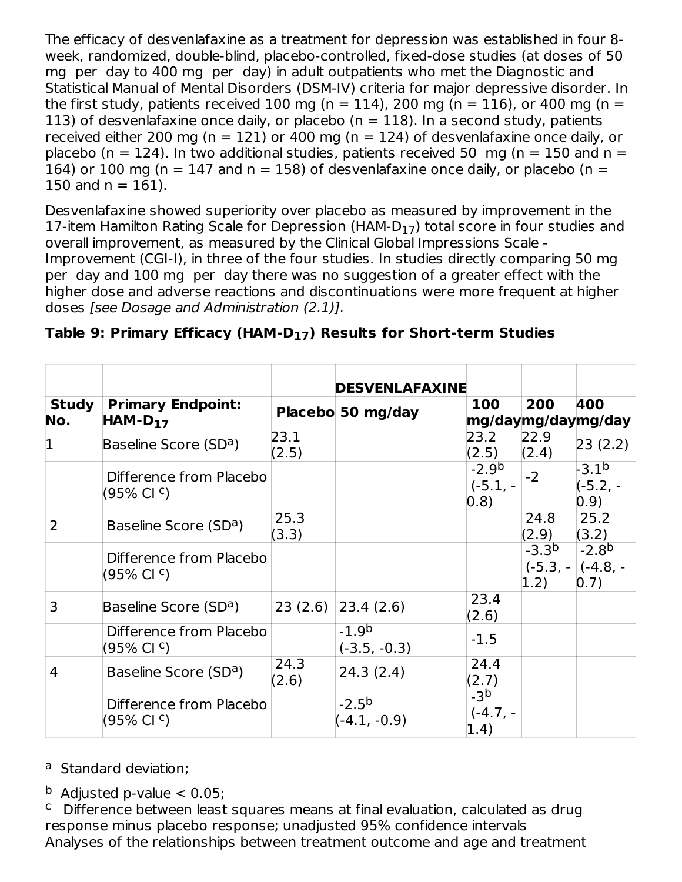The efficacy of desvenlafaxine as a treatment for depression was established in four 8-week, randomized, double-blind, placebo-controlled, fixed-dose studies (at doses of 50 mg per day to 400 mg per day) in adult outpatients who met the Diagnostic and Statistical Manual of Mental Disorders (DSM-IV) criteria for major depressive disorder. In the first study, patients received 100 mg (n = 114), 200 mg (n = 116), or 400 mg (n = 113) of desvenlafaxine once daily, or placebo (n = 118). In a second study, patients received either 200 mg (n = 121) or 400 mg (n = 124) of desvenlafaxine once daily, or placebo (n = 124). In two additional studies, patients received 50 mg (n = 150 and n = 164) or 100 mg (n = 147 and n = 158) of desvenlafaxine once daily, or placebo (n = 150 and n = 161).

Desvenlafaxine showed superiority over placebo as measured by improvement in the 17-item Hamilton Rating Scale for Depression (HAM-$D_{17}$) total score in four studies and overall improvement, as measured by the Clinical Global Impressions Scale - Improvement (CGI-I), in three of the four studies. In studies directly comparing 50 mg per day and 100 mg per day there was no suggestion of a greater effect with the higher dose and adverse reactions and discontinuations were more frequent at higher doses *[see Dosage and Administration (2.1)].*

**Table 9: Primary Efficacy (HAM-$D_{17}$) Results for Short-term Studies**

| | | | DESVENLAFAXINE | | | |
|---|---|---|---|---|---|---|
| **Study No.** | **Primary Endpoint: HAM-$D_{17}$** | **Placebo** | **50 mg/day** | **100 mg/day** | **200 mg/day** | **400 mg/day** |
| 1 | Baseline Score (SD[a]) | 23.1 (2.5) | | 23.2 (2.5) | 22.9 (2.4) | 23 (2.2) |
| | Difference from Placebo (95% CI [c]) | | | -2.9[b] (-5.1, -0.8) | -2 | -3.1[b] (-5.2, -0.9) |
| 2 | Baseline Score (SD[a]) | 25.3 (3.3) | | | 24.8 (2.9) | 25.2 (3.2) |
| | Difference from Placebo (95% CI [c]) | | | | -3.3[b] (-5.3, -1.2) | -2.8[b] (-4.8, -0.7) |
| 3 | Baseline Score (SD[a]) | 23 (2.6) | 23.4 (2.6) | 23.4 (2.6) | | |
| | Difference from Placebo (95% CI [c]) | | -1.9[b] (-3.5, -0.3) | -1.5 | | |
| 4 | Baseline Score (SD[a]) | 24.3 (2.6) | 24.3 (2.4) | 24.4 (2.7) | | |
| | Difference from Placebo (95% CI [c]) | | -2.5[b] (-4.1, -0.9) | -3[b] (-4.7, -1.4) | | |

[a] Standard deviation;

[b] Adjusted p-value < 0.05;

[c] Difference between least squares means at final evaluation, calculated as drug response minus placebo response; unadjusted 95% confidence intervals

Analyses of the relationships between treatment outcome and age and treatment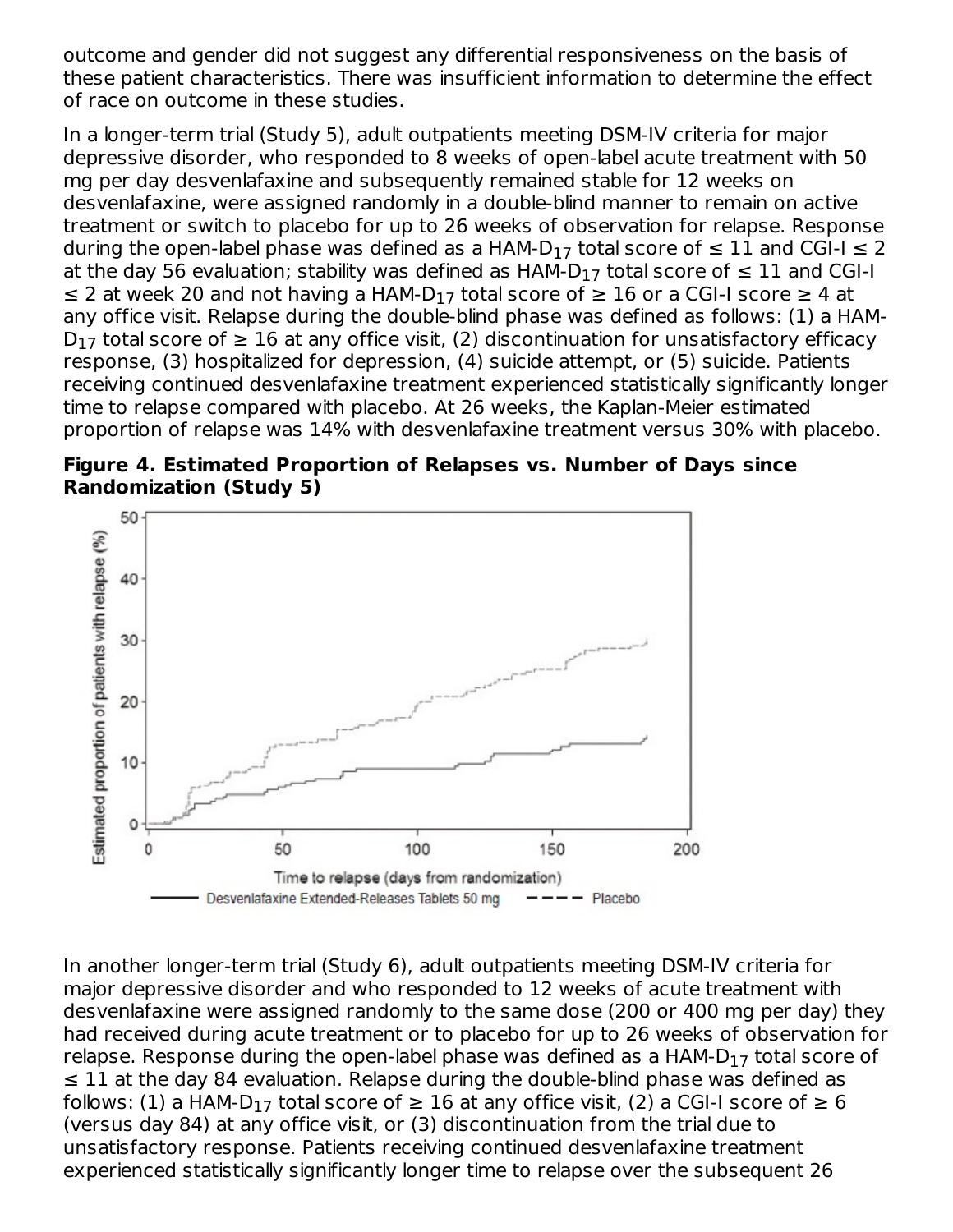outcome and gender did not suggest any differential responsiveness on the basis of these patient characteristics. There was insufficient information to determine the effect of race on outcome in these studies.

In a longer-term trial (Study 5), adult outpatients meeting DSM-IV criteria for major depressive disorder, who responded to 8 weeks of open-label acute treatment with 50 mg per day desvenlafaxine and subsequently remained stable for 12 weeks on desvenlafaxine, were assigned randomly in a double-blind manner to remain on active treatment or switch to placebo for up to 26 weeks of observation for relapse. Response during the open-label phase was defined as a HAM-$D_{17}$ total score of ≤ 11 and CGI-I ≤ 2 at the day 56 evaluation; stability was defined as HAM-$D_{17}$ total score of ≤ 11 and CGI-I ≤ 2 at week 20 and not having a HAM-$D_{17}$ total score of ≥ 16 or a CGI-I score ≥ 4 at any office visit. Relapse during the double-blind phase was defined as follows: (1) a HAM-$D_{17}$ total score of ≥ 16 at any office visit, (2) discontinuation for unsatisfactory efficacy response, (3) hospitalized for depression, (4) suicide attempt, or (5) suicide. Patients receiving continued desvenlafaxine treatment experienced statistically significantly longer time to relapse compared with placebo. At 26 weeks, the Kaplan-Meier estimated proportion of relapse was 14% with desvenlafaxine treatment versus 30% with placebo.

**Figure 4. Estimated Proportion of Relapses vs. Number of Days since Randomization (Study 5)**

In another longer-term trial (Study 6), adult outpatients meeting DSM-IV criteria for major depressive disorder and who responded to 12 weeks of acute treatment with desvenlafaxine were assigned randomly to the same dose (200 or 400 mg per day) they had received during acute treatment or to placebo for up to 26 weeks of observation for relapse. Response during the open-label phase was defined as a HAM-$D_{17}$ total score of ≤ 11 at the day 84 evaluation. Relapse during the double-blind phase was defined as follows: (1) a HAM-$D_{17}$ total score of ≥ 16 at any office visit, (2) a CGI-I score of ≥ 6 (versus day 84) at any office visit, or (3) discontinuation from the trial due to unsatisfactory response. Patients receiving continued desvenlafaxine treatment experienced statistically significantly longer time to relapse over the subsequent 26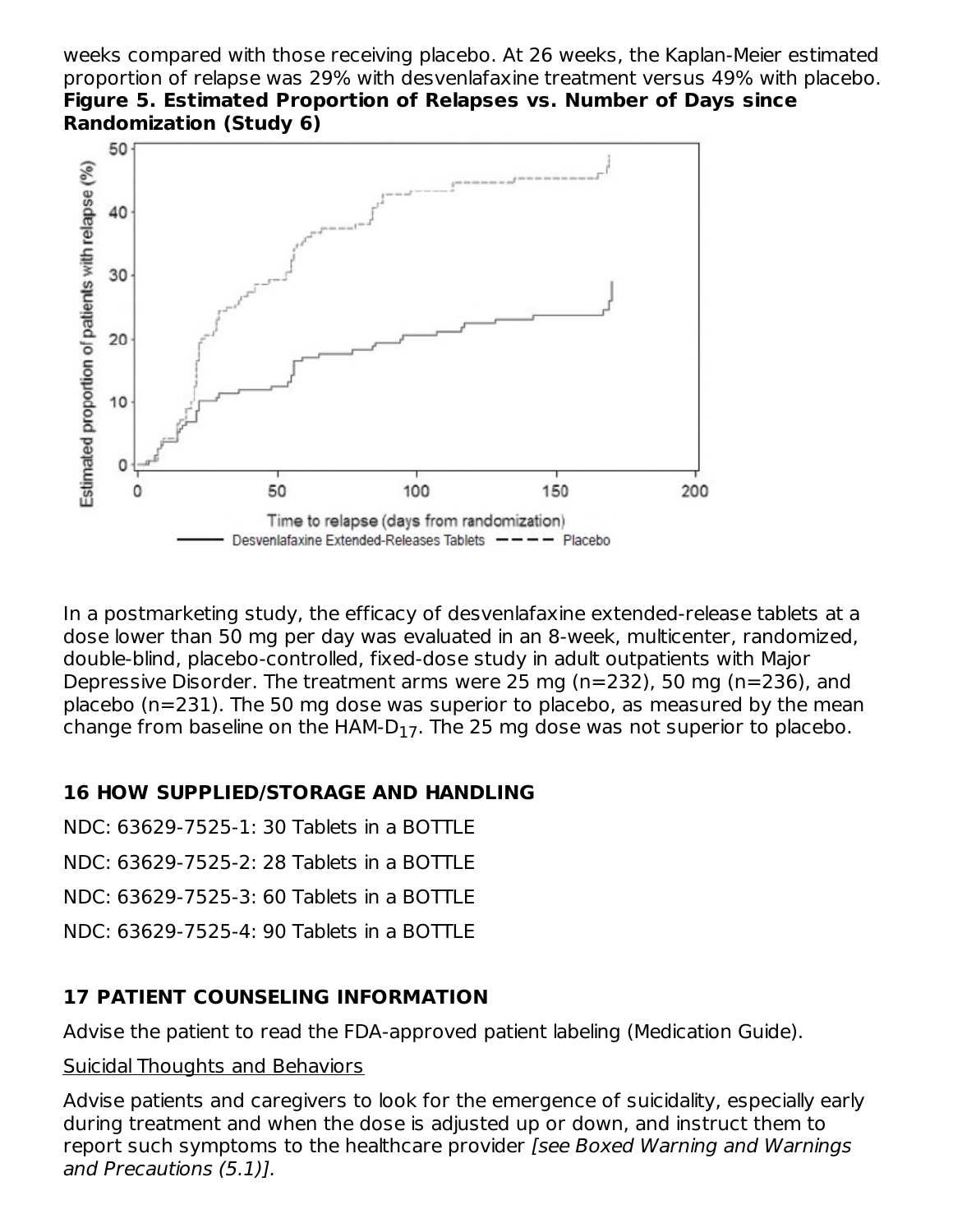weeks compared with those receiving placebo. At 26 weeks, the Kaplan-Meier estimated proportion of relapse was 29% with desvenlafaxine treatment versus 49% with placebo.

**Figure 5. Estimated Proportion of Relapses vs. Number of Days since Randomization (Study 6)**

In a postmarketing study, the efficacy of desvenlafaxine extended-release tablets at a dose lower than 50 mg per day was evaluated in an 8-week, multicenter, randomized, double-blind, placebo-controlled, fixed-dose study in adult outpatients with Major Depressive Disorder. The treatment arms were 25 mg (n=232), 50 mg (n=236), and placebo (n=231). The 50 mg dose was superior to placebo, as measured by the mean change from baseline on the HAM-$D_{17}$. The 25 mg dose was not superior to placebo.

## 16 HOW SUPPLIED/STORAGE AND HANDLING

NDC: 63629-7525-1: 30 Tablets in a BOTTLE

NDC: 63629-7525-2: 28 Tablets in a BOTTLE

NDC: 63629-7525-3: 60 Tablets in a BOTTLE

NDC: 63629-7525-4: 90 Tablets in a BOTTLE

## 17 PATIENT COUNSELING INFORMATION

Advise the patient to read the FDA-approved patient labeling (Medication Guide).

Suicidal Thoughts and Behaviors

Advise patients and caregivers to look for the emergence of suicidality, especially early during treatment and when the dose is adjusted up or down, and instruct them to report such symptoms to the healthcare provider *[see Boxed Warning and Warnings and Precautions (5.1)].*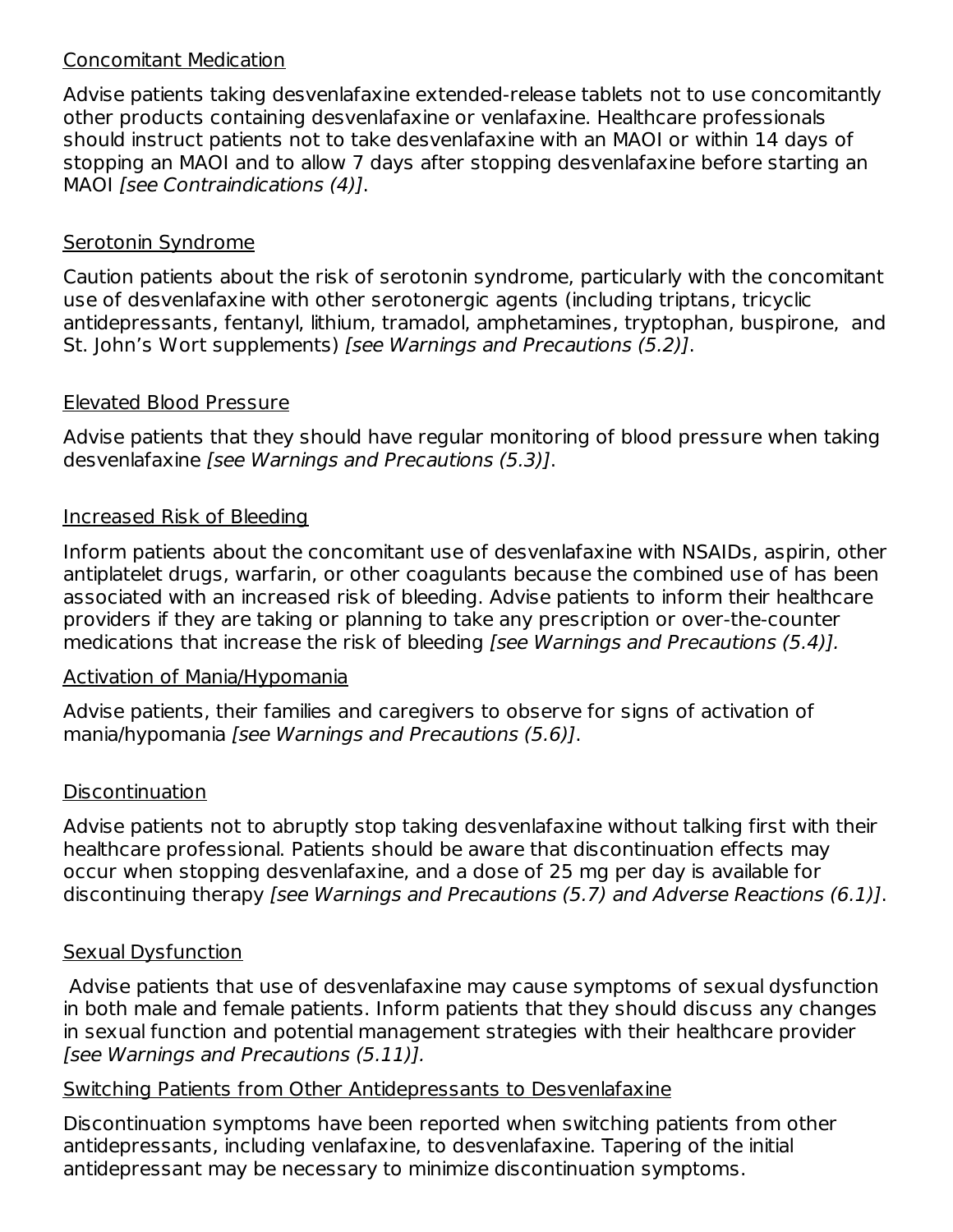Concomitant Medication

Advise patients taking desvenlafaxine extended-release tablets not to use concomitantly other products containing desvenlafaxine or venlafaxine. Healthcare professionals should instruct patients not to take desvenlafaxine with an MAOI or within 14 days of stopping an MAOI and to allow 7 days after stopping desvenlafaxine before starting an MAOI *[see Contraindications (4)]*.

Serotonin Syndrome

Caution patients about the risk of serotonin syndrome, particularly with the concomitant use of desvenlafaxine with other serotonergic agents (including triptans, tricyclic antidepressants, fentanyl, lithium, tramadol, amphetamines, tryptophan, buspirone, and St. John's Wort supplements) *[see Warnings and Precautions (5.2)]*.

Elevated Blood Pressure

Advise patients that they should have regular monitoring of blood pressure when taking desvenlafaxine *[see Warnings and Precautions (5.3)]*.

Increased Risk of Bleeding

Inform patients about the concomitant use of desvenlafaxine with NSAIDs, aspirin, other antiplatelet drugs, warfarin, or other coagulants because the combined use of has been associated with an increased risk of bleeding. Advise patients to inform their healthcare providers if they are taking or planning to take any prescription or over-the-counter medications that increase the risk of bleeding *[see Warnings and Precautions (5.4)].*

Activation of Mania/Hypomania

Advise patients, their families and caregivers to observe for signs of activation of mania/hypomania *[see Warnings and Precautions (5.6)]*.

Discontinuation

Advise patients not to abruptly stop taking desvenlafaxine without talking first with their healthcare professional. Patients should be aware that discontinuation effects may occur when stopping desvenlafaxine, and a dose of 25 mg per day is available for discontinuing therapy *[see Warnings and Precautions (5.7) and Adverse Reactions (6.1)]*.

Sexual Dysfunction

Advise patients that use of desvenlafaxine may cause symptoms of sexual dysfunction in both male and female patients. Inform patients that they should discuss any changes in sexual function and potential management strategies with their healthcare provider *[see Warnings and Precautions (5.11)].*

Switching Patients from Other Antidepressants to Desvenlafaxine

Discontinuation symptoms have been reported when switching patients from other antidepressants, including venlafaxine, to desvenlafaxine. Tapering of the initial antidepressant may be necessary to minimize discontinuation symptoms.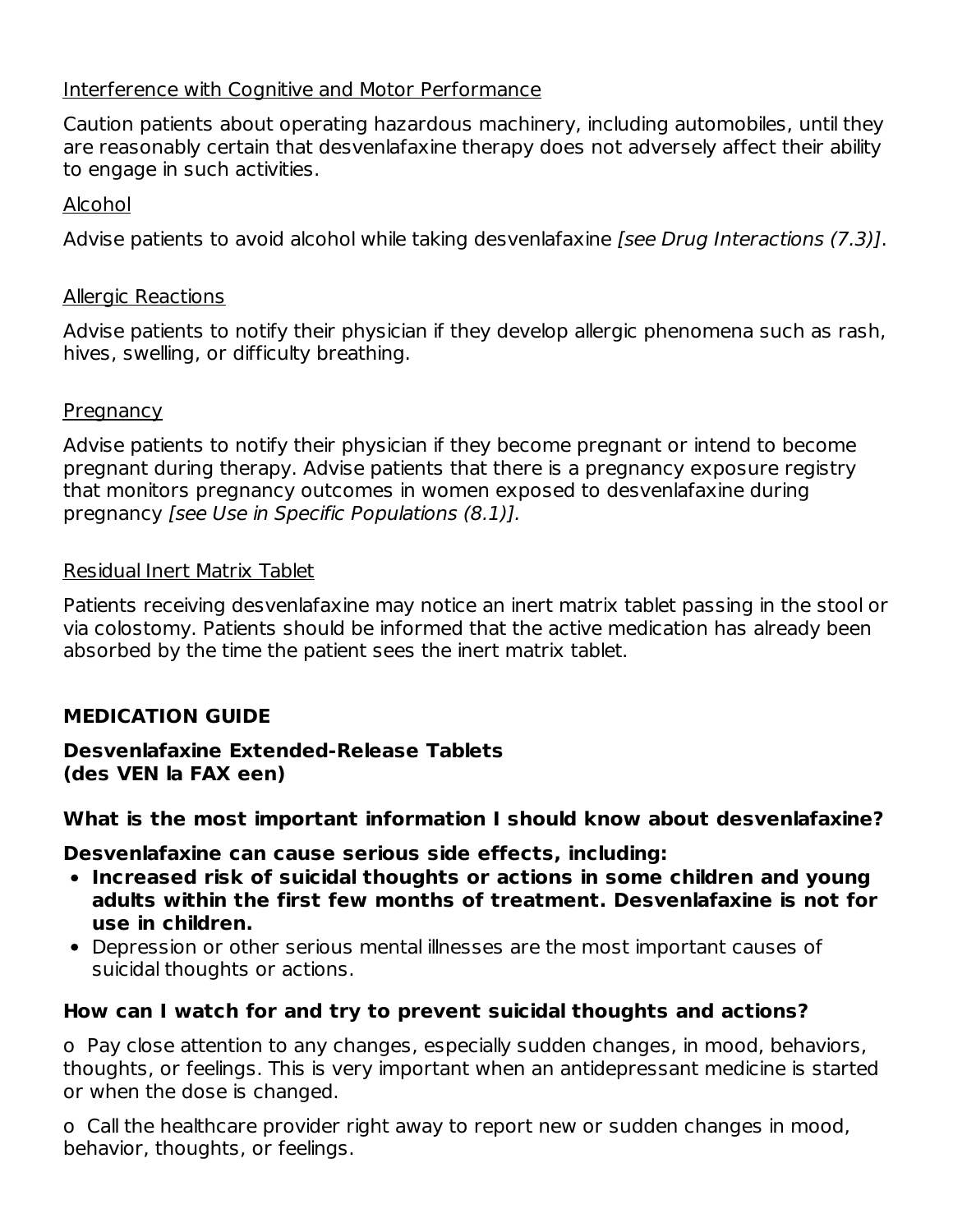Interference with Cognitive and Motor Performance

Caution patients about operating hazardous machinery, including automobiles, until they are reasonably certain that desvenlafaxine therapy does not adversely affect their ability to engage in such activities.

Alcohol

Advise patients to avoid alcohol while taking desvenlafaxine *[see Drug Interactions (7.3)]*.

Allergic Reactions

Advise patients to notify their physician if they develop allergic phenomena such as rash, hives, swelling, or difficulty breathing.

Pregnancy

Advise patients to notify their physician if they become pregnant or intend to become pregnant during therapy. Advise patients that there is a pregnancy exposure registry that monitors pregnancy outcomes in women exposed to desvenlafaxine during pregnancy *[see Use in Specific Populations (8.1)].*

Residual Inert Matrix Tablet

Patients receiving desvenlafaxine may notice an inert matrix tablet passing in the stool or via colostomy. Patients should be informed that the active medication has already been absorbed by the time the patient sees the inert matrix tablet.

## MEDICATION GUIDE

**Desvenlafaxine Extended-Release Tablets**
**(des VEN la FAX een)**

### What is the most important information I should know about desvenlafaxine?

**Desvenlafaxine can cause serious side effects, including:**

- **Increased risk of suicidal thoughts or actions in some children and young adults within the first few months of treatment. Desvenlafaxine is not for use in children.**
- Depression or other serious mental illnesses are the most important causes of suicidal thoughts or actions.

### How can I watch for and try to prevent suicidal thoughts and actions?

o Pay close attention to any changes, especially sudden changes, in mood, behaviors, thoughts, or feelings. This is very important when an antidepressant medicine is started or when the dose is changed.

o Call the healthcare provider right away to report new or sudden changes in mood, behavior, thoughts, or feelings.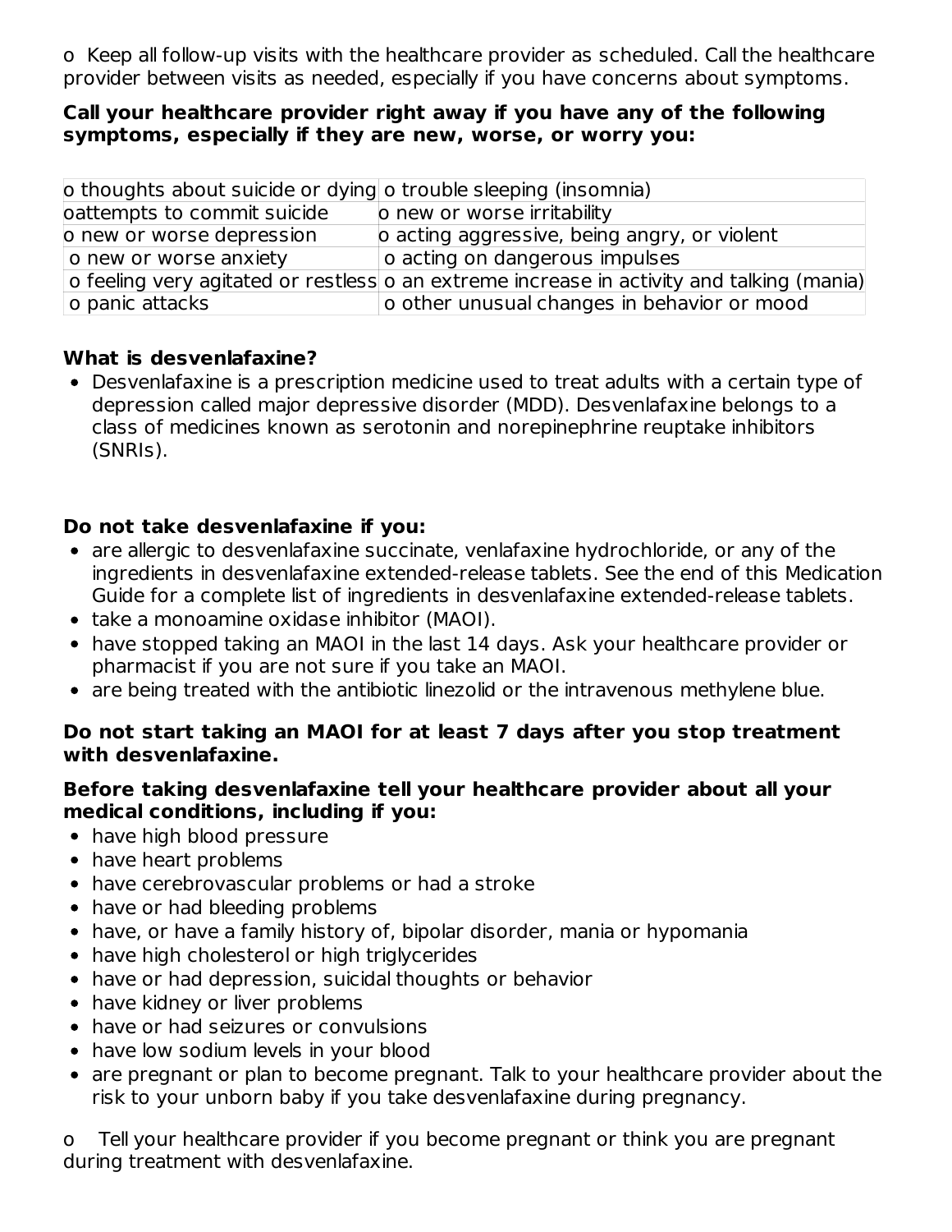o Keep all follow-up visits with the healthcare provider as scheduled. Call the healthcare provider between visits as needed, especially if you have concerns about symptoms.

**Call your healthcare provider right away if you have any of the following symptoms, especially if they are new, worse, or worry you:**

| | |
|---|---|
| o thoughts about suicide or dying | o trouble sleeping (insomnia) |
| oattempts to commit suicide | o new or worse irritability |
| o new or worse depression | o acting aggressive, being angry, or violent |
| o new or worse anxiety | o acting on dangerous impulses |
| o feeling very agitated or restless | o an extreme increase in activity and talking (mania) |
| o panic attacks | o other unusual changes in behavior or mood |

**What is desvenlafaxine?**

- Desvenlafaxine is a prescription medicine used to treat adults with a certain type of depression called major depressive disorder (MDD). Desvenlafaxine belongs to a class of medicines known as serotonin and norepinephrine reuptake inhibitors (SNRIs).

**Do not take desvenlafaxine if you:**

- are allergic to desvenlafaxine succinate, venlafaxine hydrochloride, or any of the ingredients in desvenlafaxine extended-release tablets. See the end of this Medication Guide for a complete list of ingredients in desvenlafaxine extended-release tablets.
- take a monoamine oxidase inhibitor (MAOI).
- have stopped taking an MAOI in the last 14 days. Ask your healthcare provider or pharmacist if you are not sure if you take an MAOI.
- are being treated with the antibiotic linezolid or the intravenous methylene blue.

**Do not start taking an MAOI for at least 7 days after you stop treatment with desvenlafaxine.**

**Before taking desvenlafaxine tell your healthcare provider about all your medical conditions, including if you:**

- have high blood pressure
- have heart problems
- have cerebrovascular problems or had a stroke
- have or had bleeding problems
- have, or have a family history of, bipolar disorder, mania or hypomania
- have high cholesterol or high triglycerides
- have or had depression, suicidal thoughts or behavior
- have kidney or liver problems
- have or had seizures or convulsions
- have low sodium levels in your blood
- are pregnant or plan to become pregnant. Talk to your healthcare provider about the risk to your unborn baby if you take desvenlafaxine during pregnancy.

o Tell your healthcare provider if you become pregnant or think you are pregnant during treatment with desvenlafaxine.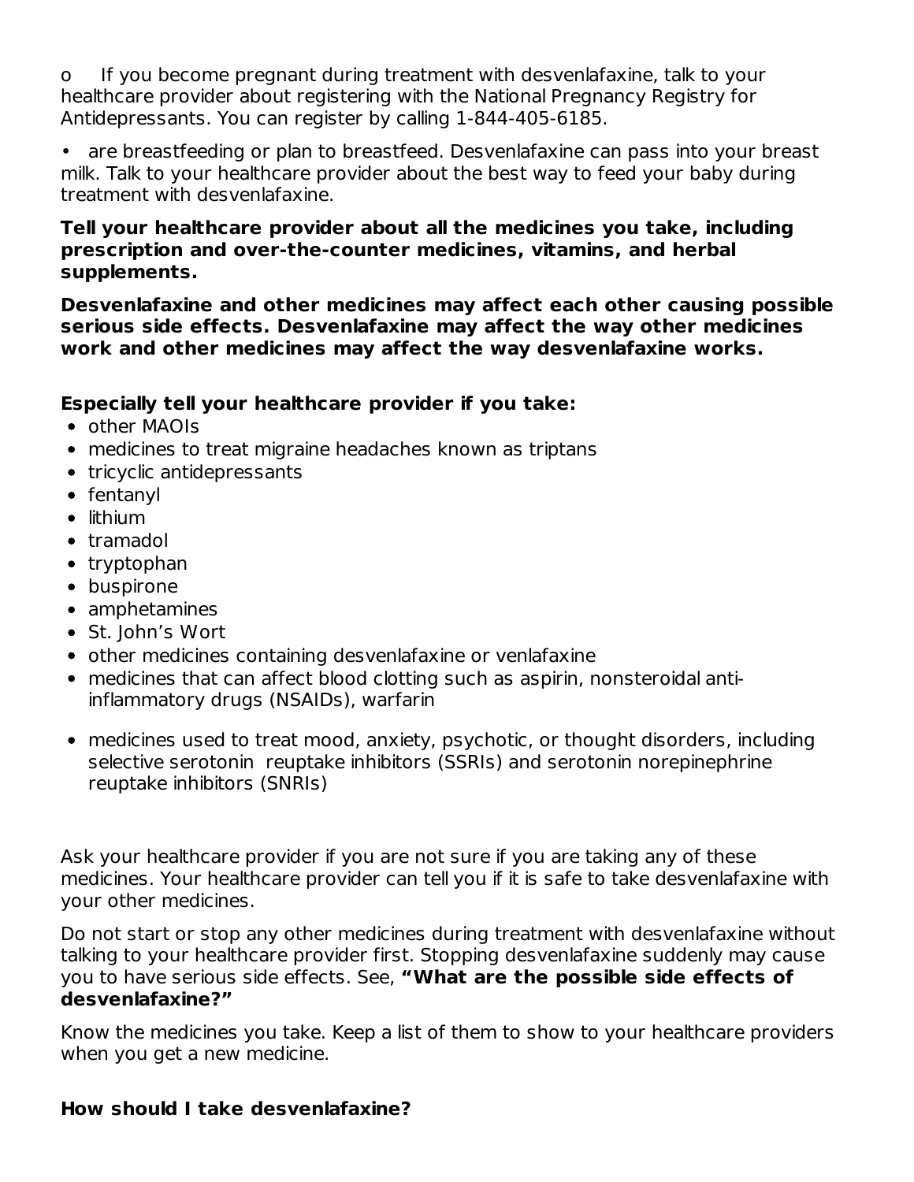o If you become pregnant during treatment with desvenlafaxine, talk to your healthcare provider about registering with the National Pregnancy Registry for Antidepressants. You can register by calling 1-844-405-6185.

• are breastfeeding or plan to breastfeed. Desvenlafaxine can pass into your breast milk. Talk to your healthcare provider about the best way to feed your baby during treatment with desvenlafaxine.

**Tell your healthcare provider about all the medicines you take, including prescription and over-the-counter medicines, vitamins, and herbal supplements.**

**Desvenlafaxine and other medicines may affect each other causing possible serious side effects. Desvenlafaxine may affect the way other medicines work and other medicines may affect the way desvenlafaxine works.**

**Especially tell your healthcare provider if you take:**

- other MAOIs
- medicines to treat migraine headaches known as triptans
- tricyclic antidepressants
- fentanyl
- lithium
- tramadol
- tryptophan
- buspirone
- amphetamines
- St. John's Wort
- other medicines containing desvenlafaxine or venlafaxine
- medicines that can affect blood clotting such as aspirin, nonsteroidal anti-inflammatory drugs (NSAIDs), warfarin
- medicines used to treat mood, anxiety, psychotic, or thought disorders, including selective serotonin reuptake inhibitors (SSRIs) and serotonin norepinephrine reuptake inhibitors (SNRIs)

Ask your healthcare provider if you are not sure if you are taking any of these medicines. Your healthcare provider can tell you if it is safe to take desvenlafaxine with your other medicines.

Do not start or stop any other medicines during treatment with desvenlafaxine without talking to your healthcare provider first. Stopping desvenlafaxine suddenly may cause you to have serious side effects. See, **"What are the possible side effects of desvenlafaxine?"**

Know the medicines you take. Keep a list of them to show to your healthcare providers when you get a new medicine.

**How should I take desvenlafaxine?**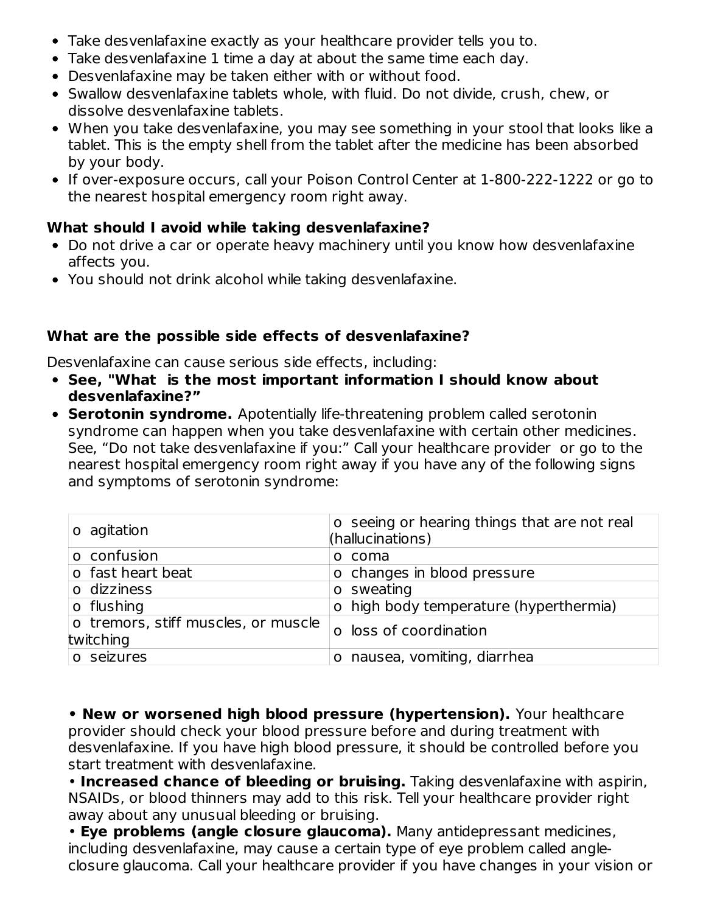- Take desvenlafaxine exactly as your healthcare provider tells you to.
- Take desvenlafaxine 1 time a day at about the same time each day.
- Desvenlafaxine may be taken either with or without food.
- Swallow desvenlafaxine tablets whole, with fluid. Do not divide, crush, chew, or dissolve desvenlafaxine tablets.
- When you take desvenlafaxine, you may see something in your stool that looks like a tablet. This is the empty shell from the tablet after the medicine has been absorbed by your body.
- If over-exposure occurs, call your Poison Control Center at 1-800-222-1222 or go to the nearest hospital emergency room right away.

**What should I avoid while taking desvenlafaxine?**

- Do not drive a car or operate heavy machinery until you know how desvenlafaxine affects you.
- You should not drink alcohol while taking desvenlafaxine.

**What are the possible side effects of desvenlafaxine?**

Desvenlafaxine can cause serious side effects, including:

- **See, "What is the most important information I should know about desvenlafaxine?"**
- **Serotonin syndrome.** Apotentially life-threatening problem called serotonin syndrome can happen when you take desvenlafaxine with certain other medicines. See, "Do not take desvenlafaxine if you:" Call your healthcare provider or go to the nearest hospital emergency room right away if you have any of the following signs and symptoms of serotonin syndrome:

| | |
|---|---|
| o agitation | o seeing or hearing things that are not real (hallucinations) |
| o confusion | o coma |
| o fast heart beat | o changes in blood pressure |
| o dizziness | o sweating |
| o flushing | o high body temperature (hyperthermia) |
| o tremors, stiff muscles, or muscle twitching | o loss of coordination |
| o seizures | o nausea, vomiting, diarrhea |

- **New or worsened high blood pressure (hypertension).** Your healthcare provider should check your blood pressure before and during treatment with desvenlafaxine. If you have high blood pressure, it should be controlled before you start treatment with desvenlafaxine.
- **Increased chance of bleeding or bruising.** Taking desvenlafaxine with aspirin, NSAIDs, or blood thinners may add to this risk. Tell your healthcare provider right away about any unusual bleeding or bruising.
- **Eye problems (angle closure glaucoma).** Many antidepressant medicines, including desvenlafaxine, may cause a certain type of eye problem called angle-closure glaucoma. Call your healthcare provider if you have changes in your vision or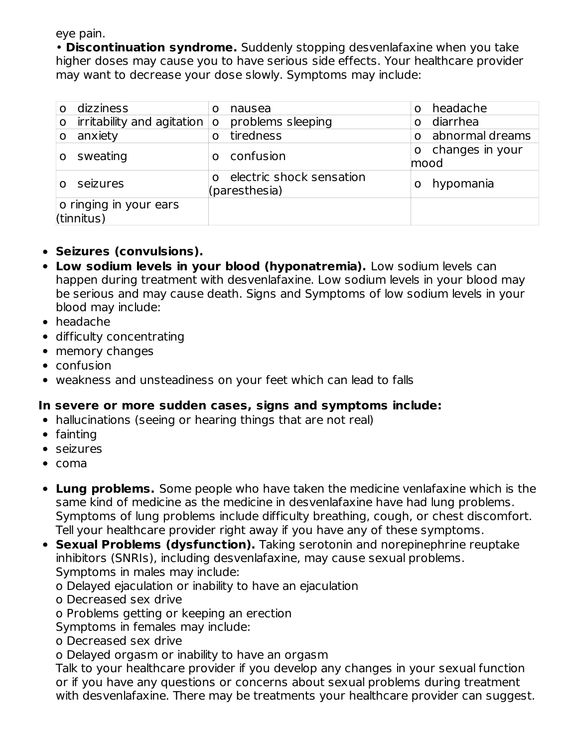eye pain.

• **Discontinuation syndrome.** Suddenly stopping desvenlafaxine when you take higher doses may cause you to have serious side effects. Your healthcare provider may want to decrease your dose slowly. Symptoms may include:

| | | |
|---|---|---|
| o dizziness | o nausea | o headache |
| o irritability and agitation | o problems sleeping | o diarrhea |
| o anxiety | o tiredness | o abnormal dreams |
| o sweating | o confusion | o changes in your mood |
| o seizures | o electric shock sensation (paresthesia) | o hypomania |
| o ringing in your ears (tinnitus) | | |

- **Seizures (convulsions).**
- **Low sodium levels in your blood (hyponatremia).** Low sodium levels can happen during treatment with desvenlafaxine. Low sodium levels in your blood may be serious and may cause death. Signs and Symptoms of low sodium levels in your blood may include:
- headache
- difficulty concentrating
- memory changes
- confusion
- weakness and unsteadiness on your feet which can lead to falls

**In severe or more sudden cases, signs and symptoms include:**

- hallucinations (seeing or hearing things that are not real)
- fainting
- seizures
- coma

- **Lung problems.** Some people who have taken the medicine venlafaxine which is the same kind of medicine as the medicine in desvenlafaxine have had lung problems. Symptoms of lung problems include difficulty breathing, cough, or chest discomfort. Tell your healthcare provider right away if you have any of these symptoms.
- **Sexual Problems (dysfunction).** Taking serotonin and norepinephrine reuptake inhibitors (SNRIs), including desvenlafaxine, may cause sexual problems.
  Symptoms in males may include:
  o Delayed ejaculation or inability to have an ejaculation
  o Decreased sex drive
  o Problems getting or keeping an erection
  Symptoms in females may include:
  o Decreased sex drive
  o Delayed orgasm or inability to have an orgasm
  Talk to your healthcare provider if you develop any changes in your sexual function or if you have any questions or concerns about sexual problems during treatment with desvenlafaxine. There may be treatments your healthcare provider can suggest.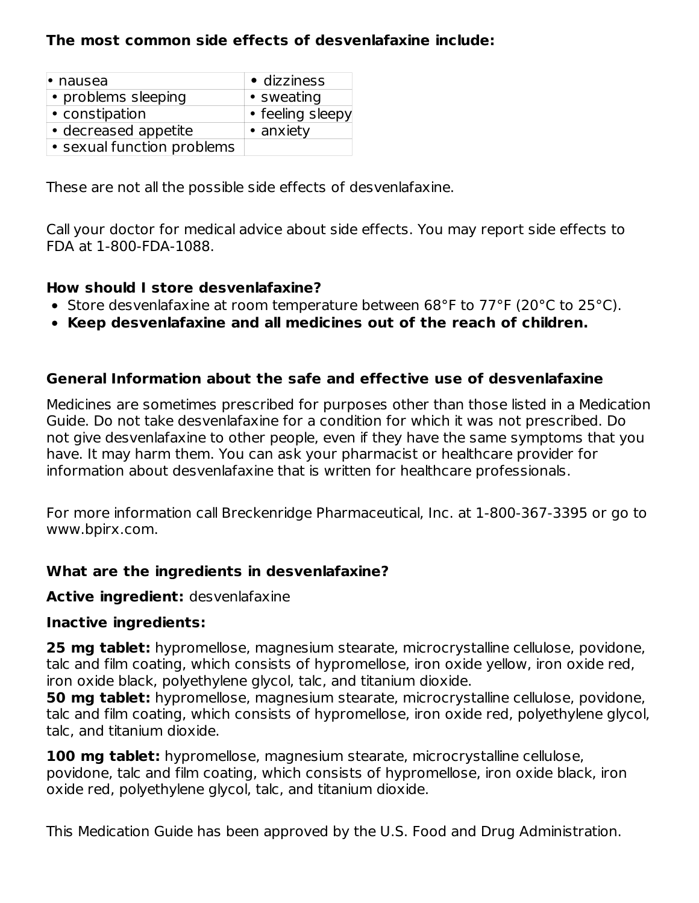**The most common side effects of desvenlafaxine include:**

| | |
|---|---|
| • nausea | • dizziness |
| • problems sleeping | • sweating |
| • constipation | • feeling sleepy |
| • decreased appetite | • anxiety |
| • sexual function problems | |

These are not all the possible side effects of desvenlafaxine.

Call your doctor for medical advice about side effects. You may report side effects to FDA at 1-800-FDA-1088.

**How should I store desvenlafaxine?**

- Store desvenlafaxine at room temperature between 68°F to 77°F (20°C to 25°C).
- **Keep desvenlafaxine and all medicines out of the reach of children.**

**General Information about the safe and effective use of desvenlafaxine**

Medicines are sometimes prescribed for purposes other than those listed in a Medication Guide. Do not take desvenlafaxine for a condition for which it was not prescribed. Do not give desvenlafaxine to other people, even if they have the same symptoms that you have. It may harm them. You can ask your pharmacist or healthcare provider for information about desvenlafaxine that is written for healthcare professionals.

For more information call Breckenridge Pharmaceutical, Inc. at 1-800-367-3395 or go to www.bpirx.com.

**What are the ingredients in desvenlafaxine?**

**Active ingredient:** desvenlafaxine

**Inactive ingredients:**

**25 mg tablet:** hypromellose, magnesium stearate, microcrystalline cellulose, povidone, talc and film coating, which consists of hypromellose, iron oxide yellow, iron oxide red, iron oxide black, polyethylene glycol, talc, and titanium dioxide.

**50 mg tablet:** hypromellose, magnesium stearate, microcrystalline cellulose, povidone, talc and film coating, which consists of hypromellose, iron oxide red, polyethylene glycol, talc, and titanium dioxide.

**100 mg tablet:** hypromellose, magnesium stearate, microcrystalline cellulose, povidone, talc and film coating, which consists of hypromellose, iron oxide black, iron oxide red, polyethylene glycol, talc, and titanium dioxide.

This Medication Guide has been approved by the U.S. Food and Drug Administration.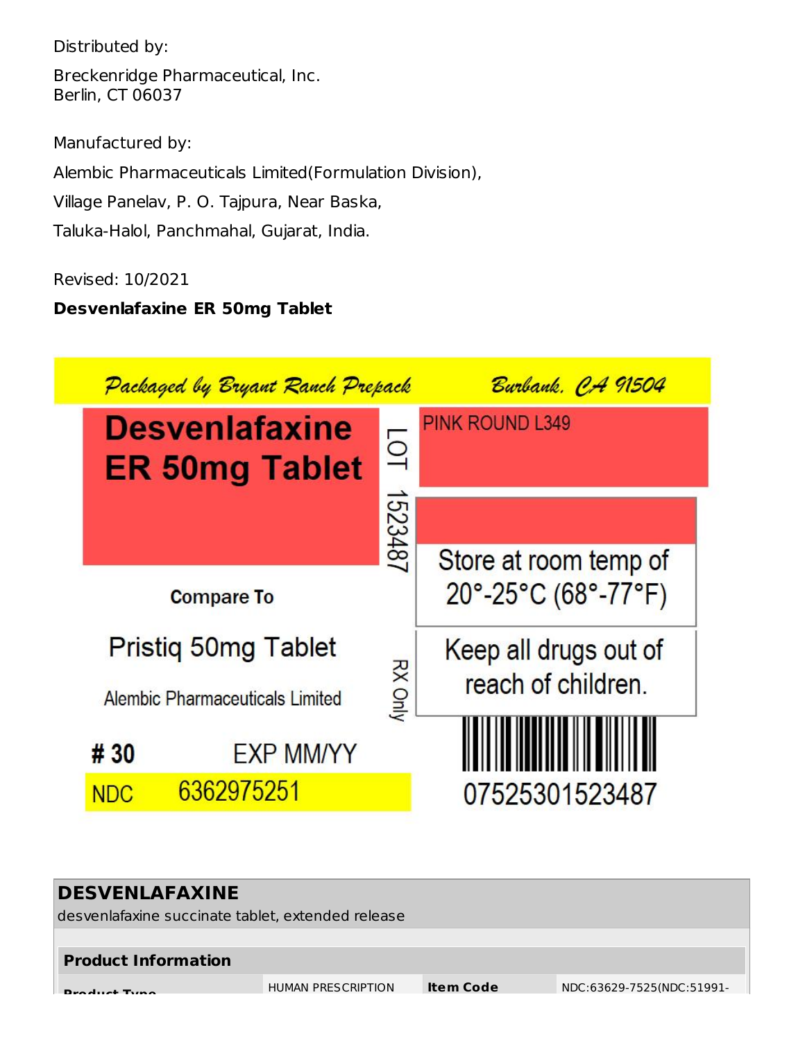Distributed by:

Breckenridge Pharmaceutical, Inc.
Berlin, CT 06037

Manufactured by:

Alembic Pharmaceuticals Limited(Formulation Division),

Village Panelav, P. O. Tajpura, Near Baska,

Taluka-Halol, Panchmahal, Gujarat, India.

Revised: 10/2021

**Desvenlafaxine ER 50mg Tablet**

Packaged by Bryant Ranch Prepack Burbank, CA 91504

**Desvenlafaxine ER 50mg Tablet**

LOT 1523487

PINK ROUND L349

Store at room temp of 20°-25°C (68°-77°F)

**Compare To**

Pristiq 50mg Tablet

Alembic Pharmaceuticals Limited

RX Only

Keep all drugs out of reach of children.

**# 30** EXP MM/YY

NDC 6362975251

07525301523487

| **DESVENLAFAXINE** | | | |
|---|---|---|---|
| desvenlafaxine succinate tablet, extended release | | | |
| **Product Information** | | | |
| **Product Type** | HUMAN PRESCRIPTION | **Item Code** | NDC:63629-7525(NDC:51991- |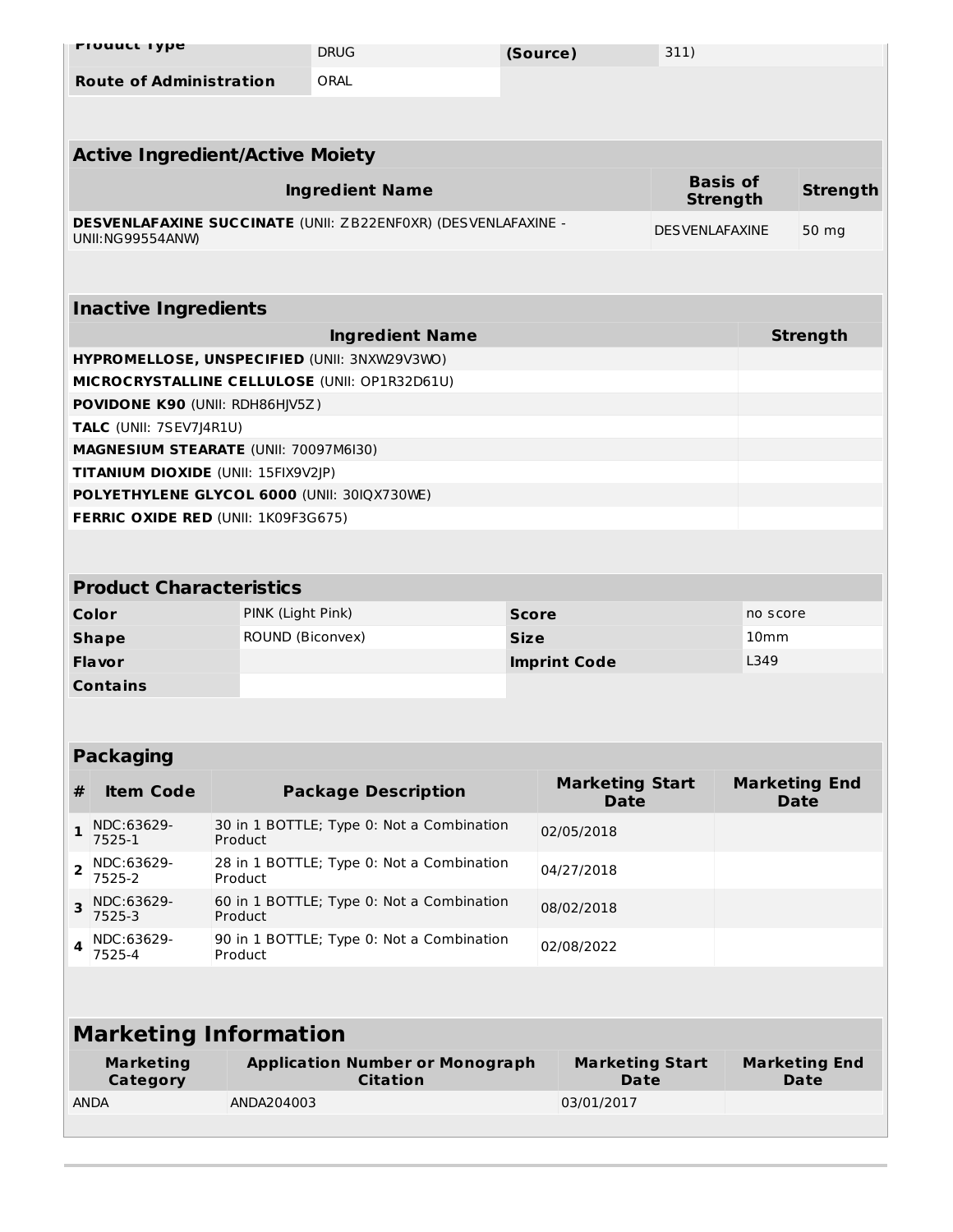| Product Type | DRUG | (Source) | 311) |
| --- | --- | --- | --- |
| Route of Administration | ORAL | | |

| Active Ingredient/Active Moiety | | |
| --- | --- | --- |
| **Ingredient Name** | **Basis of Strength** | **Strength** |
| **DESVENLAFAXINE SUCCINATE** (UNII: ZB22ENF0XR) (DESVENLAFAXINE - UNII:NG99554ANW) | DESVENLAFAXINE | 50 mg |

| Inactive Ingredients | |
| --- | --- |
| **Ingredient Name** | **Strength** |
| **HYPROMELLOSE, UNSPECIFIED** (UNII: 3NXW29V3WO) | |
| **MICROCRYSTALLINE CELLULOSE** (UNII: OP1R32D61U) | |
| **POVIDONE K90** (UNII: RDH86HJV5Z) | |
| **TALC** (UNII: 7SEV7J4R1U) | |
| **MAGNESIUM STEARATE** (UNII: 70097M6I30) | |
| **TITANIUM DIOXIDE** (UNII: 15FIX9V2JP) | |
| **POLYETHYLENE GLYCOL 6000** (UNII: 30IQX730WE) | |
| **FERRIC OXIDE RED** (UNII: 1K09F3G675) | |

| Product Characteristics | | | |
| --- | --- | --- | --- |
| **Color** | PINK (Light Pink) | **Score** | no score |
| **Shape** | ROUND (Biconvex) | **Size** | 10mm |
| **Flavor** | | **Imprint Code** | L349 |
| **Contains** | | | |

| Packaging | | | | |
| --- | --- | --- | --- | --- |
| **#** | **Item Code** | **Package Description** | **Marketing Start Date** | **Marketing End Date** |
| **1** | NDC:63629-7525-1 | 30 in 1 BOTTLE; Type 0: Not a Combination Product | 02/05/2018 | |
| **2** | NDC:63629-7525-2 | 28 in 1 BOTTLE; Type 0: Not a Combination Product | 04/27/2018 | |
| **3** | NDC:63629-7525-3 | 60 in 1 BOTTLE; Type 0: Not a Combination Product | 08/02/2018 | |
| **4** | NDC:63629-7525-4 | 90 in 1 BOTTLE; Type 0: Not a Combination Product | 02/08/2022 | |

| Marketing Information | | | |
| --- | --- | --- | --- |
| **Marketing Category** | **Application Number or Monograph Citation** | **Marketing Start Date** | **Marketing End Date** |
| ANDA | ANDA204003 | 03/01/2017 | |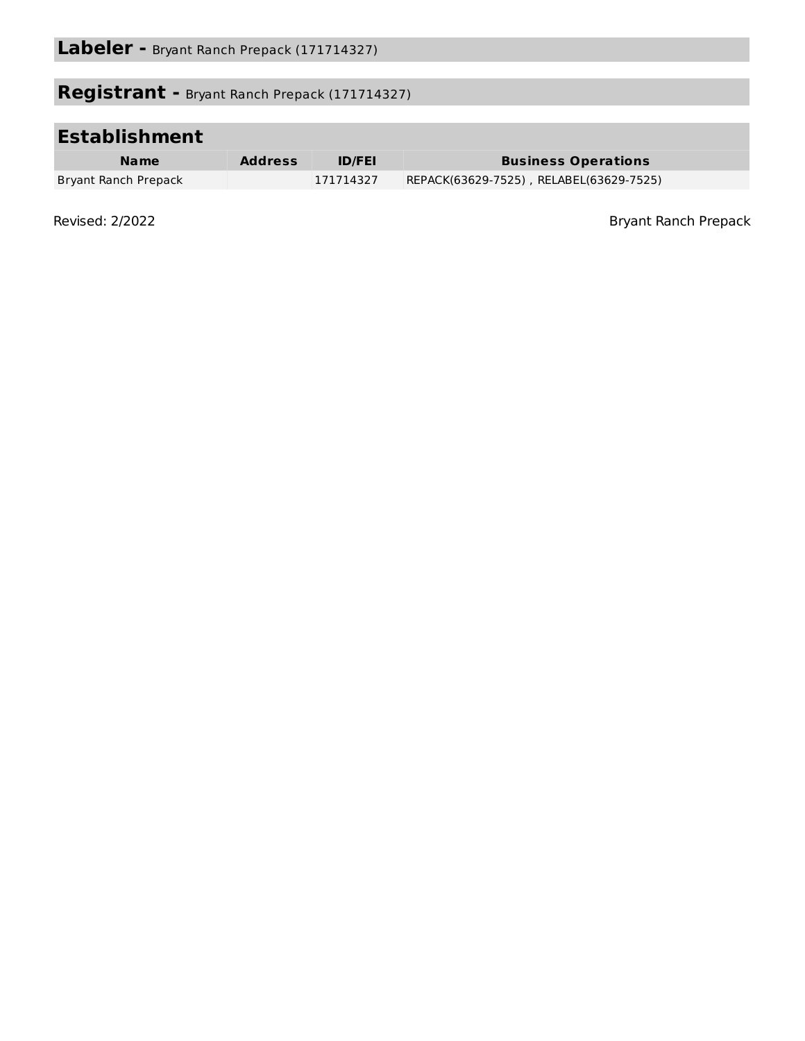## Labeler - Bryant Ranch Prepack (171714327)

## Registrant - Bryant Ranch Prepack (171714327)

## Establishment

| Name | Address | ID/FEI | Business Operations |
|---|---|---|---|
| Bryant Ranch Prepack | | 171714327 | REPACK(63629-7525) , RELABEL(63629-7525) |

Revised: 2/2022

Bryant Ranch Prepack